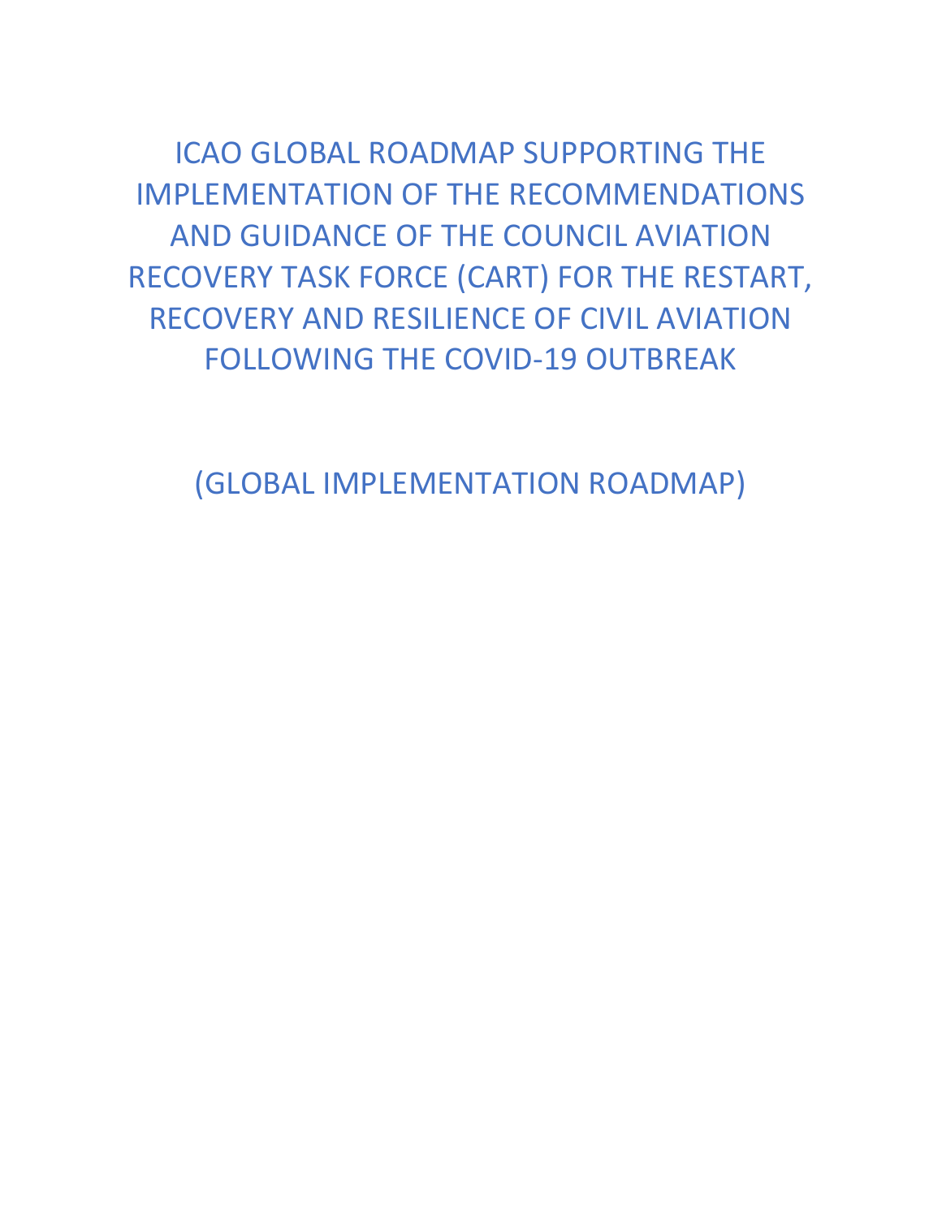# ICAO GLOBAL ROADMAP SUPPORTING THE IMPLEMENTATION OF THE RECOMMENDATIONS AND GUIDANCE OF THE COUNCIL AVIATION RECOVERY TASK FORCE (CART) FOR THE RESTART, RECOVERY AND RESILIENCE OF CIVIL AVIATION FOLLOWING THE COVID-19 OUTBREAK

## (GLOBAL IMPLEMENTATION ROADMAP)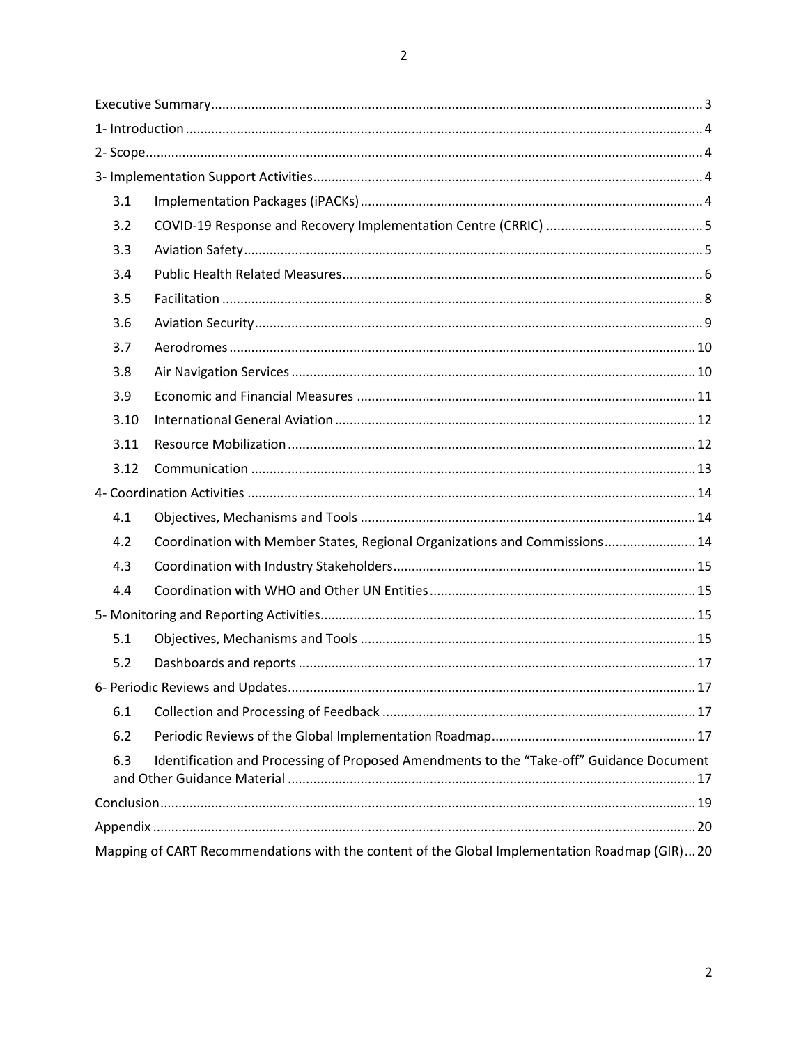Executive Summary ..... 3

1- Introduction ..... 4

2- Scope ..... 4

3- Implementation Support Activities ..... 4

- 3.1 Implementation Packages (iPACKs) ..... 4
- 3.2 COVID-19 Response and Recovery Implementation Centre (CRRIC) ..... 5
- 3.3 Aviation Safety ..... 5
- 3.4 Public Health Related Measures ..... 6
- 3.5 Facilitation ..... 8
- 3.6 Aviation Security ..... 9
- 3.7 Aerodromes ..... 10
- 3.8 Air Navigation Services ..... 10
- 3.9 Economic and Financial Measures ..... 11
- 3.10 International General Aviation ..... 12
- 3.11 Resource Mobilization ..... 12
- 3.12 Communication ..... 13

4- Coordination Activities ..... 14

- 4.1 Objectives, Mechanisms and Tools ..... 14
- 4.2 Coordination with Member States, Regional Organizations and Commissions ..... 14
- 4.3 Coordination with Industry Stakeholders ..... 15
- 4.4 Coordination with WHO and Other UN Entities ..... 15

5- Monitoring and Reporting Activities ..... 15

- 5.1 Objectives, Mechanisms and Tools ..... 15
- 5.2 Dashboards and reports ..... 17

6- Periodic Reviews and Updates ..... 17

- 6.1 Collection and Processing of Feedback ..... 17
- 6.2 Periodic Reviews of the Global Implementation Roadmap ..... 17
- 6.3 Identification and Processing of Proposed Amendments to the "Take-off" Guidance Document and Other Guidance Material ..... 17

Conclusion ..... 19

Appendix ..... 20

Mapping of CART Recommendations with the content of the Global Implementation Roadmap (GIR) ..... 20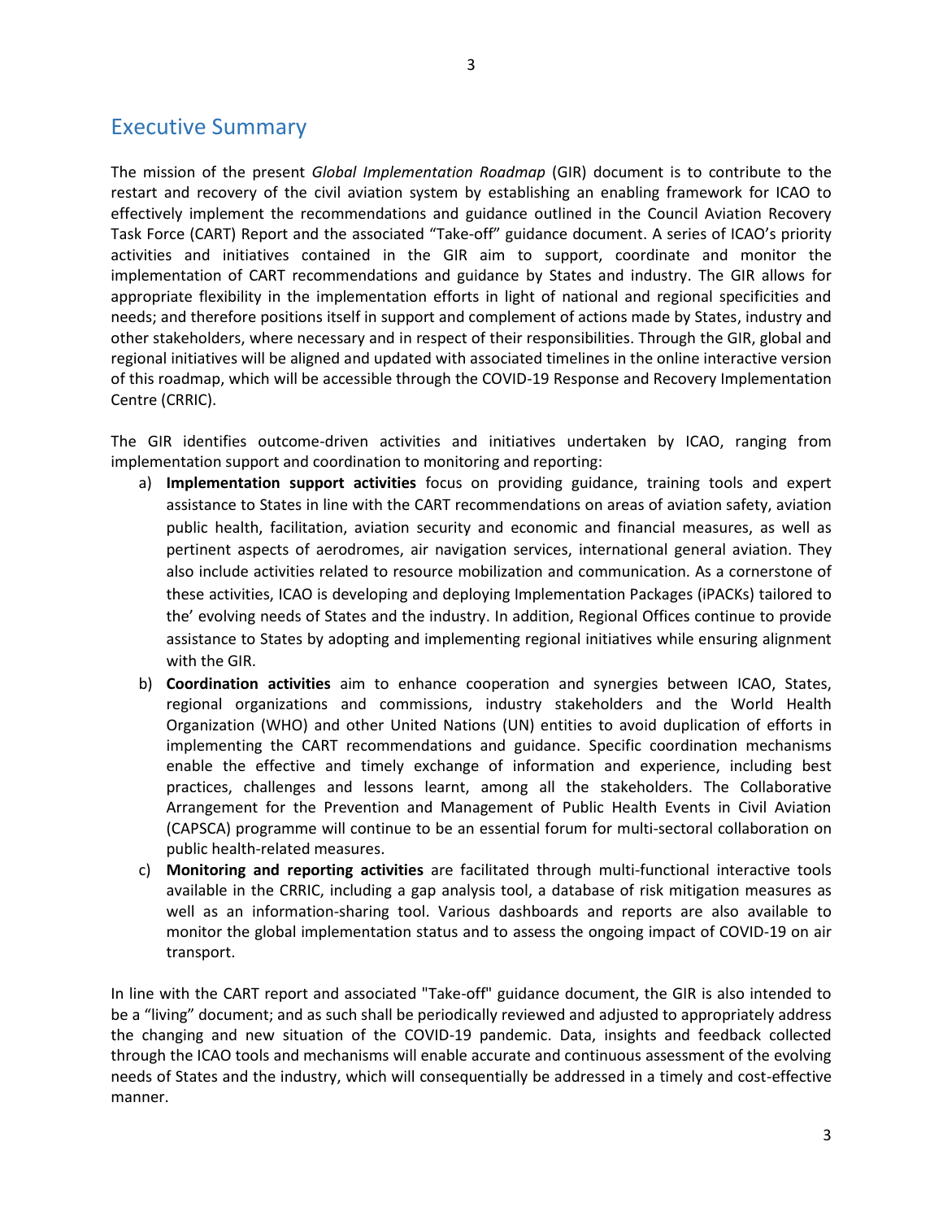## Executive Summary

The mission of the present *Global Implementation Roadmap* (GIR) document is to contribute to the restart and recovery of the civil aviation system by establishing an enabling framework for ICAO to effectively implement the recommendations and guidance outlined in the Council Aviation Recovery Task Force (CART) Report and the associated "Take-off" guidance document. A series of ICAO's priority activities and initiatives contained in the GIR aim to support, coordinate and monitor the implementation of CART recommendations and guidance by States and industry. The GIR allows for appropriate flexibility in the implementation efforts in light of national and regional specificities and needs; and therefore positions itself in support and complement of actions made by States, industry and other stakeholders, where necessary and in respect of their responsibilities. Through the GIR, global and regional initiatives will be aligned and updated with associated timelines in the online interactive version of this roadmap, which will be accessible through the COVID-19 Response and Recovery Implementation Centre (CRRIC).

The GIR identifies outcome-driven activities and initiatives undertaken by ICAO, ranging from implementation support and coordination to monitoring and reporting:

a) **Implementation support activities** focus on providing guidance, training tools and expert assistance to States in line with the CART recommendations on areas of aviation safety, aviation public health, facilitation, aviation security and economic and financial measures, as well as pertinent aspects of aerodromes, air navigation services, international general aviation. They also include activities related to resource mobilization and communication. As a cornerstone of these activities, ICAO is developing and deploying Implementation Packages (iPACKs) tailored to the' evolving needs of States and the industry. In addition, Regional Offices continue to provide assistance to States by adopting and implementing regional initiatives while ensuring alignment with the GIR.

b) **Coordination activities** aim to enhance cooperation and synergies between ICAO, States, regional organizations and commissions, industry stakeholders and the World Health Organization (WHO) and other United Nations (UN) entities to avoid duplication of efforts in implementing the CART recommendations and guidance. Specific coordination mechanisms enable the effective and timely exchange of information and experience, including best practices, challenges and lessons learnt, among all the stakeholders. The Collaborative Arrangement for the Prevention and Management of Public Health Events in Civil Aviation (CAPSCA) programme will continue to be an essential forum for multi-sectoral collaboration on public health-related measures.

c) **Monitoring and reporting activities** are facilitated through multi-functional interactive tools available in the CRRIC, including a gap analysis tool, a database of risk mitigation measures as well as an information-sharing tool. Various dashboards and reports are also available to monitor the global implementation status and to assess the ongoing impact of COVID-19 on air transport.

In line with the CART report and associated "Take-off" guidance document, the GIR is also intended to be a "living" document; and as such shall be periodically reviewed and adjusted to appropriately address the changing and new situation of the COVID-19 pandemic. Data, insights and feedback collected through the ICAO tools and mechanisms will enable accurate and continuous assessment of the evolving needs of States and the industry, which will consequentially be addressed in a timely and cost-effective manner.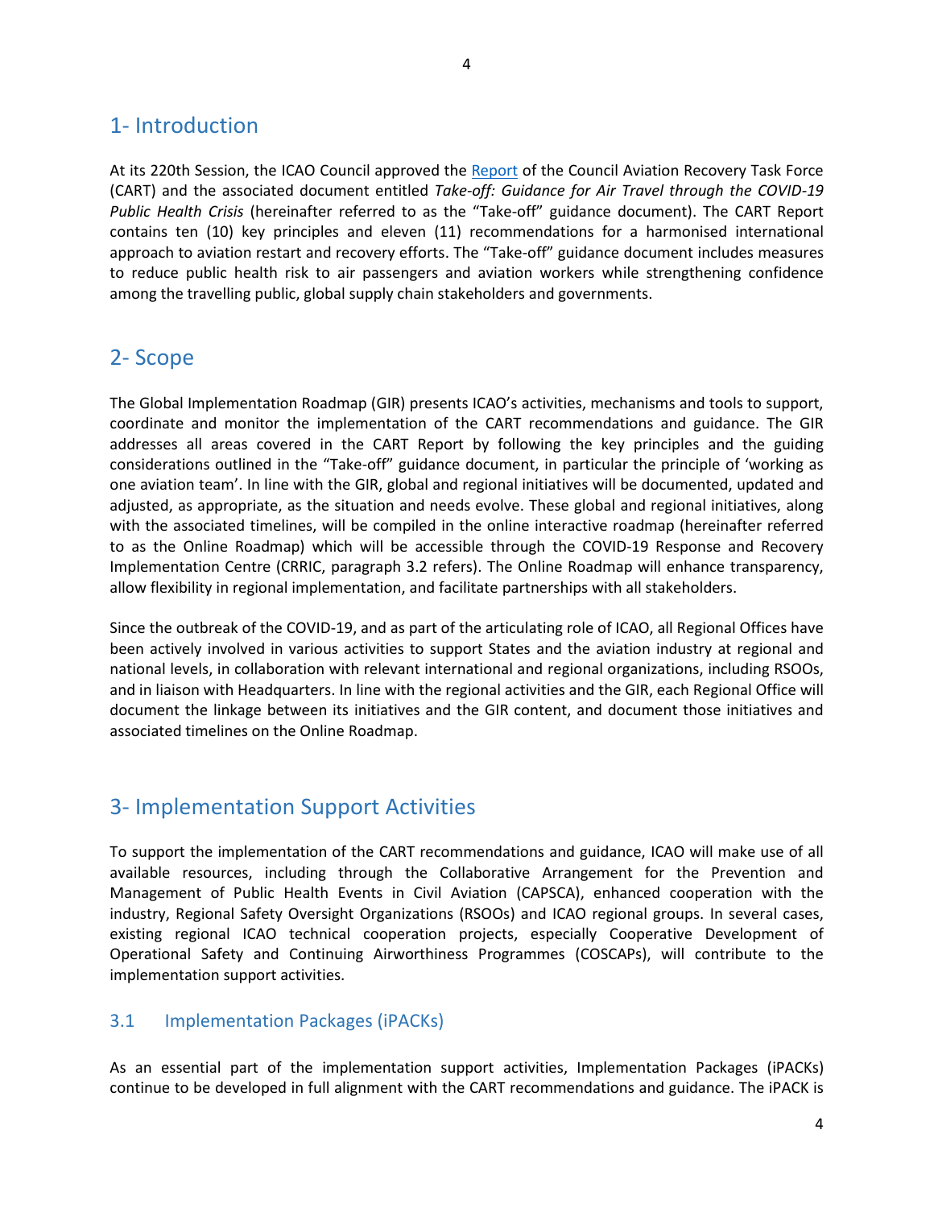## 1- Introduction

At its 220th Session, the ICAO Council approved the Report of the Council Aviation Recovery Task Force (CART) and the associated document entitled *Take-off: Guidance for Air Travel through the COVID-19 Public Health Crisis* (hereinafter referred to as the "Take-off" guidance document). The CART Report contains ten (10) key principles and eleven (11) recommendations for a harmonised international approach to aviation restart and recovery efforts. The "Take-off" guidance document includes measures to reduce public health risk to air passengers and aviation workers while strengthening confidence among the travelling public, global supply chain stakeholders and governments.

## 2- Scope

The Global Implementation Roadmap (GIR) presents ICAO's activities, mechanisms and tools to support, coordinate and monitor the implementation of the CART recommendations and guidance. The GIR addresses all areas covered in the CART Report by following the key principles and the guiding considerations outlined in the "Take-off" guidance document, in particular the principle of 'working as one aviation team'. In line with the GIR, global and regional initiatives will be documented, updated and adjusted, as appropriate, as the situation and needs evolve. These global and regional initiatives, along with the associated timelines, will be compiled in the online interactive roadmap (hereinafter referred to as the Online Roadmap) which will be accessible through the COVID-19 Response and Recovery Implementation Centre (CRRIC, paragraph 3.2 refers). The Online Roadmap will enhance transparency, allow flexibility in regional implementation, and facilitate partnerships with all stakeholders.

Since the outbreak of the COVID-19, and as part of the articulating role of ICAO, all Regional Offices have been actively involved in various activities to support States and the aviation industry at regional and national levels, in collaboration with relevant international and regional organizations, including RSOOs, and in liaison with Headquarters. In line with the regional activities and the GIR, each Regional Office will document the linkage between its initiatives and the GIR content, and document those initiatives and associated timelines on the Online Roadmap.

## 3- Implementation Support Activities

To support the implementation of the CART recommendations and guidance, ICAO will make use of all available resources, including through the Collaborative Arrangement for the Prevention and Management of Public Health Events in Civil Aviation (CAPSCA), enhanced cooperation with the industry, Regional Safety Oversight Organizations (RSOOs) and ICAO regional groups. In several cases, existing regional ICAO technical cooperation projects, especially Cooperative Development of Operational Safety and Continuing Airworthiness Programmes (COSCAPs), will contribute to the implementation support activities.

### 3.1 Implementation Packages (iPACKs)

As an essential part of the implementation support activities, Implementation Packages (iPACKs) continue to be developed in full alignment with the CART recommendations and guidance. The iPACK is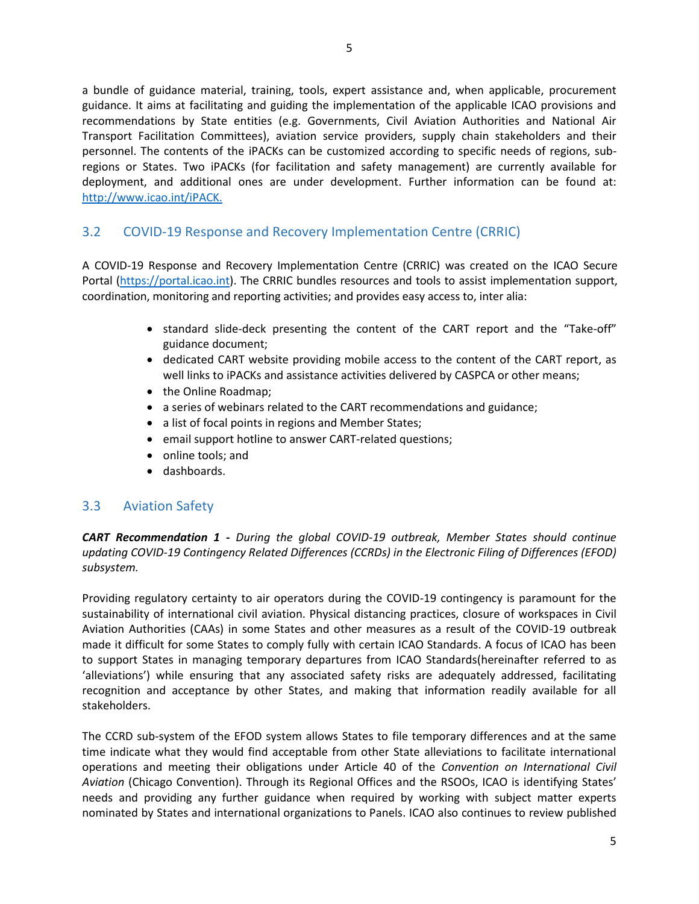a bundle of guidance material, training, tools, expert assistance and, when applicable, procurement guidance. It aims at facilitating and guiding the implementation of the applicable ICAO provisions and recommendations by State entities (e.g. Governments, Civil Aviation Authorities and National Air Transport Facilitation Committees), aviation service providers, supply chain stakeholders and their personnel. The contents of the iPACKs can be customized according to specific needs of regions, sub-regions or States. Two iPACKs (for facilitation and safety management) are currently available for deployment, and additional ones are under development. Further information can be found at: [http://www.icao.int/iPACK.](http://www.icao.int/iPACK)

## 3.2 COVID-19 Response and Recovery Implementation Centre (CRRIC)

A COVID-19 Response and Recovery Implementation Centre (CRRIC) was created on the ICAO Secure Portal ([https://portal.icao.int](https://portal.icao.int)). The CRRIC bundles resources and tools to assist implementation support, coordination, monitoring and reporting activities; and provides easy access to, inter alia:

- standard slide-deck presenting the content of the CART report and the "Take-off" guidance document;
- dedicated CART website providing mobile access to the content of the CART report, as well links to iPACKs and assistance activities delivered by CASPCA or other means;
- the Online Roadmap;
- a series of webinars related to the CART recommendations and guidance;
- a list of focal points in regions and Member States;
- email support hotline to answer CART-related questions;
- online tools; and
- dashboards.

## 3.3 Aviation Safety

***CART Recommendation 1 -*** *During the global COVID-19 outbreak, Member States should continue updating COVID-19 Contingency Related Differences (CCRDs) in the Electronic Filing of Differences (EFOD) subsystem.*

Providing regulatory certainty to air operators during the COVID-19 contingency is paramount for the sustainability of international civil aviation. Physical distancing practices, closure of workspaces in Civil Aviation Authorities (CAAs) in some States and other measures as a result of the COVID-19 outbreak made it difficult for some States to comply fully with certain ICAO Standards. A focus of ICAO has been to support States in managing temporary departures from ICAO Standards(hereinafter referred to as 'alleviations') while ensuring that any associated safety risks are adequately addressed, facilitating recognition and acceptance by other States, and making that information readily available for all stakeholders.

The CCRD sub-system of the EFOD system allows States to file temporary differences and at the same time indicate what they would find acceptable from other State alleviations to facilitate international operations and meeting their obligations under Article 40 of the *Convention on International Civil Aviation* (Chicago Convention). Through its Regional Offices and the RSOOs, ICAO is identifying States' needs and providing any further guidance when required by working with subject matter experts nominated by States and international organizations to Panels. ICAO also continues to review published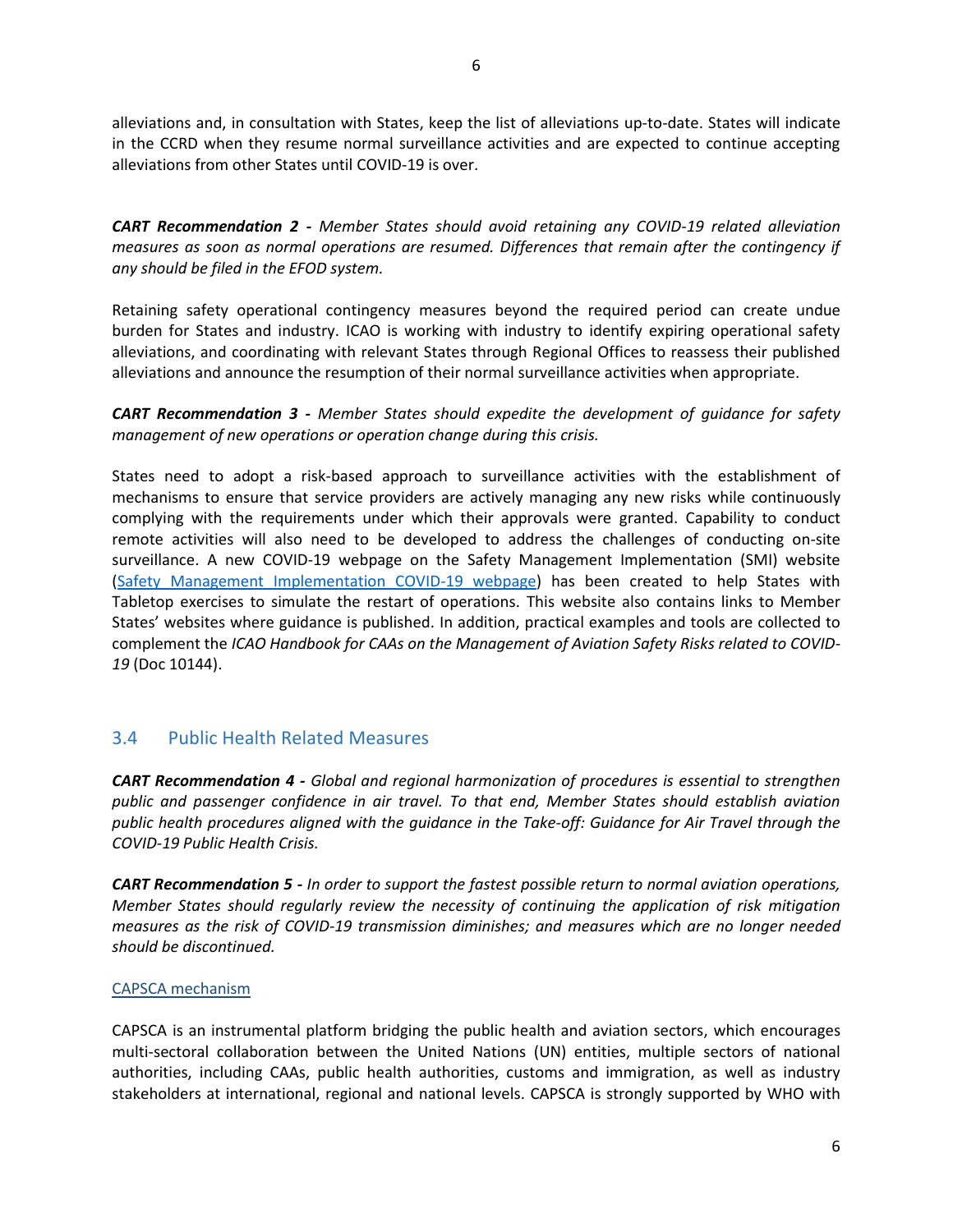alleviations and, in consultation with States, keep the list of alleviations up-to-date. States will indicate in the CCRD when they resume normal surveillance activities and are expected to continue accepting alleviations from other States until COVID-19 is over.

***CART Recommendation 2 -*** *Member States should avoid retaining any COVID-19 related alleviation measures as soon as normal operations are resumed. Differences that remain after the contingency if any should be filed in the EFOD system.*

Retaining safety operational contingency measures beyond the required period can create undue burden for States and industry. ICAO is working with industry to identify expiring operational safety alleviations, and coordinating with relevant States through Regional Offices to reassess their published alleviations and announce the resumption of their normal surveillance activities when appropriate.

***CART Recommendation 3 -*** *Member States should expedite the development of guidance for safety management of new operations or operation change during this crisis.*

States need to adopt a risk-based approach to surveillance activities with the establishment of mechanisms to ensure that service providers are actively managing any new risks while continuously complying with the requirements under which their approvals were granted. Capability to conduct remote activities will also need to be developed to address the challenges of conducting on-site surveillance. A new COVID-19 webpage on the Safety Management Implementation (SMI) website ([Safety Management Implementation COVID-19 webpage]) has been created to help States with Tabletop exercises to simulate the restart of operations. This website also contains links to Member States' websites where guidance is published. In addition, practical examples and tools are collected to complement the *ICAO Handbook for CAAs on the Management of Aviation Safety Risks related to COVID-19* (Doc 10144).

## 3.4 Public Health Related Measures

***CART Recommendation 4 -*** *Global and regional harmonization of procedures is essential to strengthen public and passenger confidence in air travel. To that end, Member States should establish aviation public health procedures aligned with the guidance in the Take-off: Guidance for Air Travel through the COVID-19 Public Health Crisis.*

***CART Recommendation 5 -*** *In order to support the fastest possible return to normal aviation operations, Member States should regularly review the necessity of continuing the application of risk mitigation measures as the risk of COVID-19 transmission diminishes; and measures which are no longer needed should be discontinued.*

CAPSCA mechanism

CAPSCA is an instrumental platform bridging the public health and aviation sectors, which encourages multi-sectoral collaboration between the United Nations (UN) entities, multiple sectors of national authorities, including CAAs, public health authorities, customs and immigration, as well as industry stakeholders at international, regional and national levels. CAPSCA is strongly supported by WHO with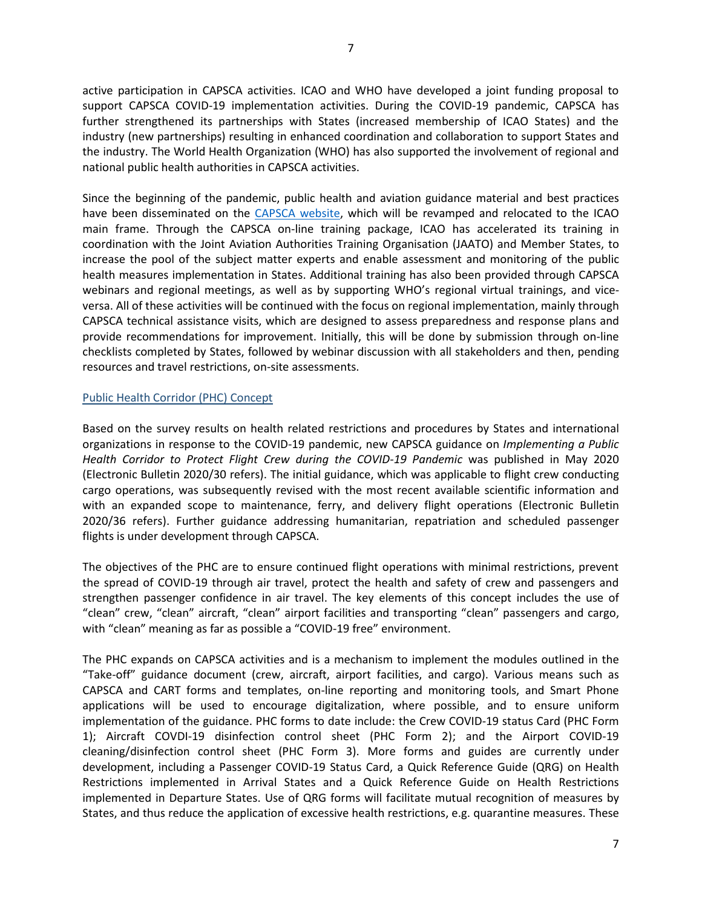active participation in CAPSCA activities. ICAO and WHO have developed a joint funding proposal to support CAPSCA COVID-19 implementation activities. During the COVID-19 pandemic, CAPSCA has further strengthened its partnerships with States (increased membership of ICAO States) and the industry (new partnerships) resulting in enhanced coordination and collaboration to support States and the industry. The World Health Organization (WHO) has also supported the involvement of regional and national public health authorities in CAPSCA activities.

Since the beginning of the pandemic, public health and aviation guidance material and best practices have been disseminated on the CAPSCA website, which will be revamped and relocated to the ICAO main frame. Through the CAPSCA on-line training package, ICAO has accelerated its training in coordination with the Joint Aviation Authorities Training Organisation (JAATO) and Member States, to increase the pool of the subject matter experts and enable assessment and monitoring of the public health measures implementation in States. Additional training has also been provided through CAPSCA webinars and regional meetings, as well as by supporting WHO's regional virtual trainings, and vice-versa. All of these activities will be continued with the focus on regional implementation, mainly through CAPSCA technical assistance visits, which are designed to assess preparedness and response plans and provide recommendations for improvement. Initially, this will be done by submission through on-line checklists completed by States, followed by webinar discussion with all stakeholders and then, pending resources and travel restrictions, on-site assessments.

## Public Health Corridor (PHC) Concept

Based on the survey results on health related restrictions and procedures by States and international organizations in response to the COVID-19 pandemic, new CAPSCA guidance on *Implementing a Public Health Corridor to Protect Flight Crew during the COVID-19 Pandemic* was published in May 2020 (Electronic Bulletin 2020/30 refers). The initial guidance, which was applicable to flight crew conducting cargo operations, was subsequently revised with the most recent available scientific information and with an expanded scope to maintenance, ferry, and delivery flight operations (Electronic Bulletin 2020/36 refers). Further guidance addressing humanitarian, repatriation and scheduled passenger flights is under development through CAPSCA.

The objectives of the PHC are to ensure continued flight operations with minimal restrictions, prevent the spread of COVID-19 through air travel, protect the health and safety of crew and passengers and strengthen passenger confidence in air travel. The key elements of this concept includes the use of "clean" crew, "clean" aircraft, "clean" airport facilities and transporting "clean" passengers and cargo, with "clean" meaning as far as possible a "COVID-19 free" environment.

The PHC expands on CAPSCA activities and is a mechanism to implement the modules outlined in the "Take-off" guidance document (crew, aircraft, airport facilities, and cargo). Various means such as CAPSCA and CART forms and templates, on-line reporting and monitoring tools, and Smart Phone applications will be used to encourage digitalization, where possible, and to ensure uniform implementation of the guidance. PHC forms to date include: the Crew COVID-19 status Card (PHC Form 1); Aircraft COVDI-19 disinfection control sheet (PHC Form 2); and the Airport COVID-19 cleaning/disinfection control sheet (PHC Form 3). More forms and guides are currently under development, including a Passenger COVID-19 Status Card, a Quick Reference Guide (QRG) on Health Restrictions implemented in Arrival States and a Quick Reference Guide on Health Restrictions implemented in Departure States. Use of QRG forms will facilitate mutual recognition of measures by States, and thus reduce the application of excessive health restrictions, e.g. quarantine measures. These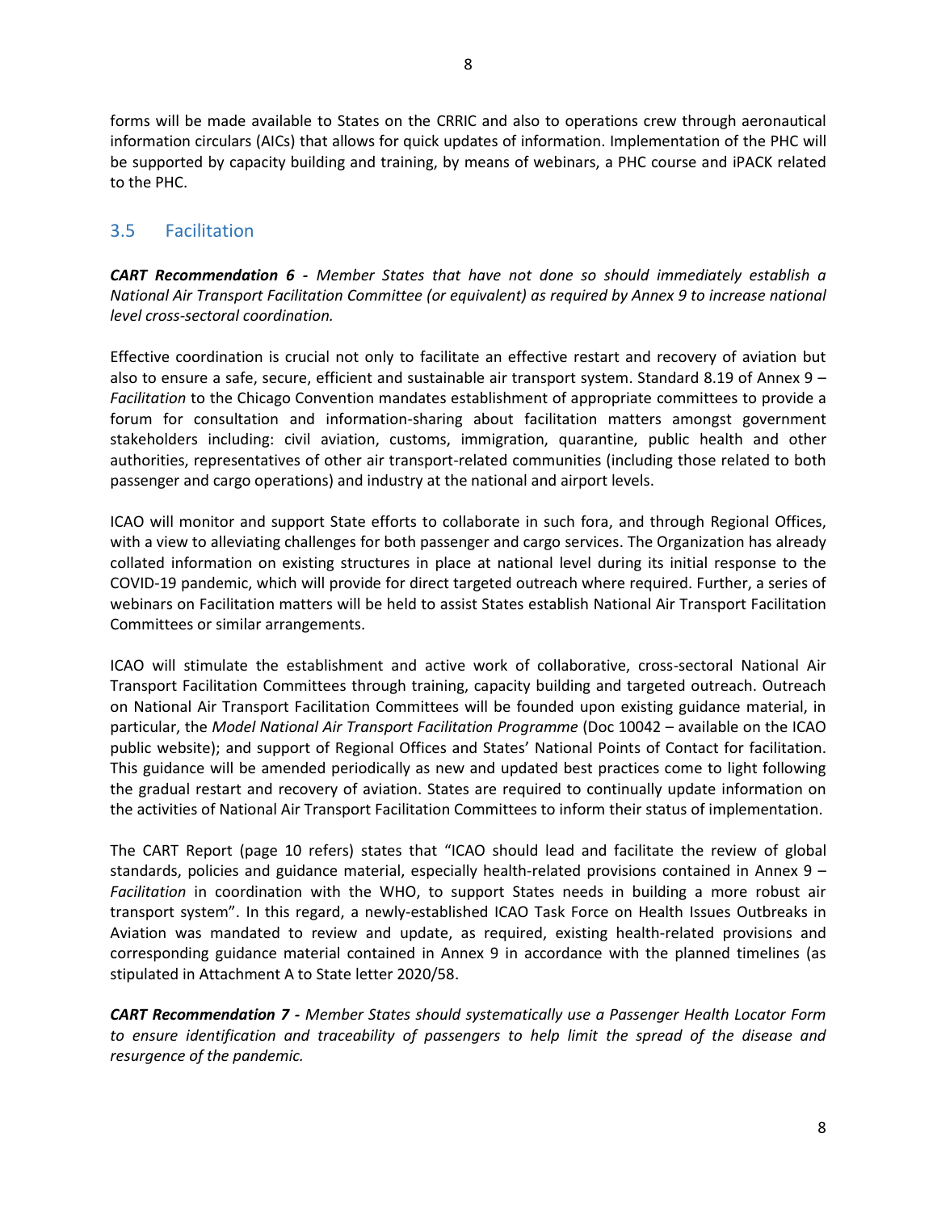forms will be made available to States on the CRRIC and also to operations crew through aeronautical information circulars (AICs) that allows for quick updates of information. Implementation of the PHC will be supported by capacity building and training, by means of webinars, a PHC course and iPACK related to the PHC.

## 3.5 Facilitation

***CART Recommendation 6 -*** *Member States that have not done so should immediately establish a National Air Transport Facilitation Committee (or equivalent) as required by Annex 9 to increase national level cross-sectoral coordination.*

Effective coordination is crucial not only to facilitate an effective restart and recovery of aviation but also to ensure a safe, secure, efficient and sustainable air transport system. Standard 8.19 of Annex 9 – *Facilitation* to the Chicago Convention mandates establishment of appropriate committees to provide a forum for consultation and information-sharing about facilitation matters amongst government stakeholders including: civil aviation, customs, immigration, quarantine, public health and other authorities, representatives of other air transport-related communities (including those related to both passenger and cargo operations) and industry at the national and airport levels.

ICAO will monitor and support State efforts to collaborate in such fora, and through Regional Offices, with a view to alleviating challenges for both passenger and cargo services. The Organization has already collated information on existing structures in place at national level during its initial response to the COVID-19 pandemic, which will provide for direct targeted outreach where required. Further, a series of webinars on Facilitation matters will be held to assist States establish National Air Transport Facilitation Committees or similar arrangements.

ICAO will stimulate the establishment and active work of collaborative, cross-sectoral National Air Transport Facilitation Committees through training, capacity building and targeted outreach. Outreach on National Air Transport Facilitation Committees will be founded upon existing guidance material, in particular, the *Model National Air Transport Facilitation Programme* (Doc 10042 – available on the ICAO public website); and support of Regional Offices and States' National Points of Contact for facilitation. This guidance will be amended periodically as new and updated best practices come to light following the gradual restart and recovery of aviation. States are required to continually update information on the activities of National Air Transport Facilitation Committees to inform their status of implementation.

The CART Report (page 10 refers) states that "ICAO should lead and facilitate the review of global standards, policies and guidance material, especially health-related provisions contained in Annex 9 – *Facilitation* in coordination with the WHO, to support States needs in building a more robust air transport system". In this regard, a newly-established ICAO Task Force on Health Issues Outbreaks in Aviation was mandated to review and update, as required, existing health-related provisions and corresponding guidance material contained in Annex 9 in accordance with the planned timelines (as stipulated in Attachment A to State letter 2020/58.

***CART Recommendation 7 -*** *Member States should systematically use a Passenger Health Locator Form to ensure identification and traceability of passengers to help limit the spread of the disease and resurgence of the pandemic.*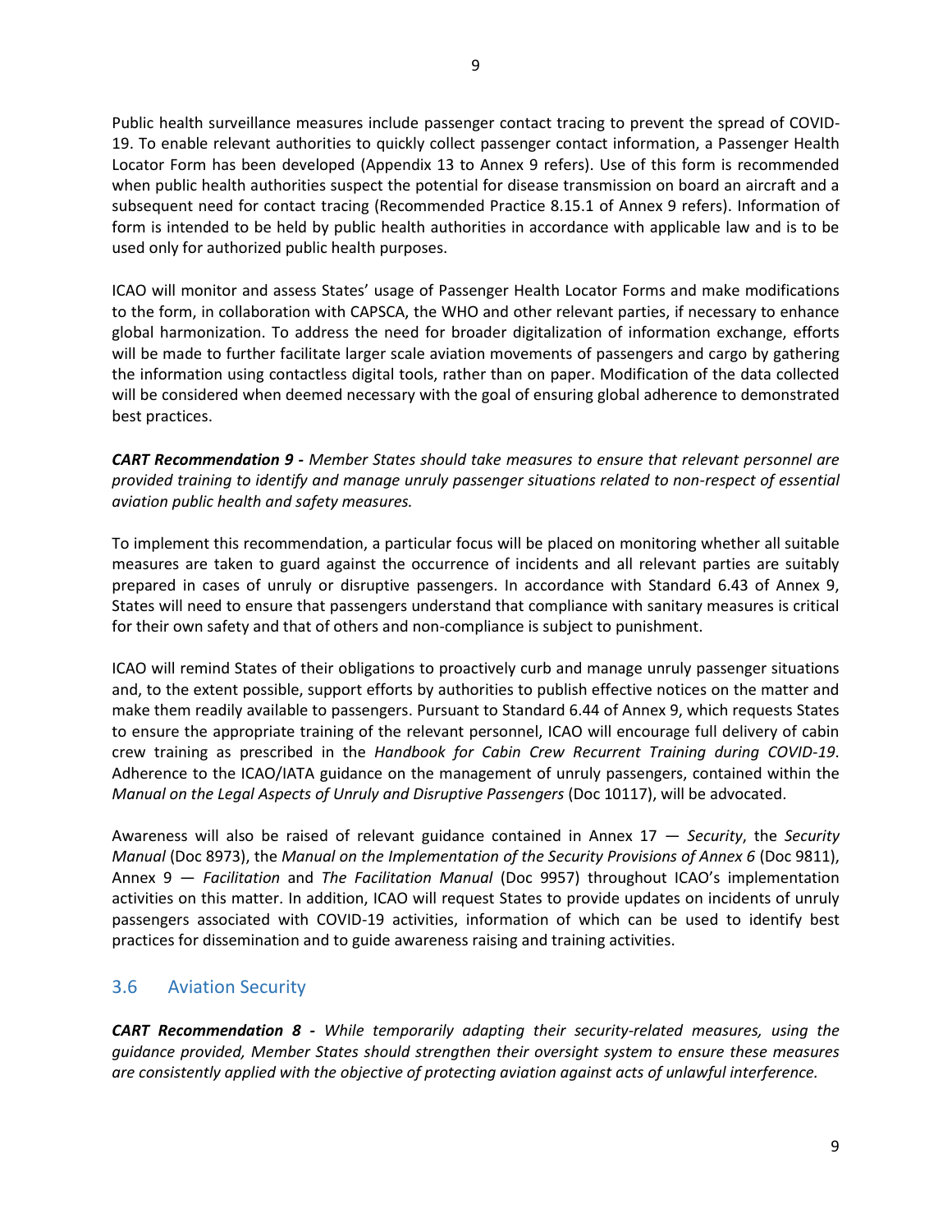Public health surveillance measures include passenger contact tracing to prevent the spread of COVID-19. To enable relevant authorities to quickly collect passenger contact information, a Passenger Health Locator Form has been developed (Appendix 13 to Annex 9 refers). Use of this form is recommended when public health authorities suspect the potential for disease transmission on board an aircraft and a subsequent need for contact tracing (Recommended Practice 8.15.1 of Annex 9 refers). Information of form is intended to be held by public health authorities in accordance with applicable law and is to be used only for authorized public health purposes.

ICAO will monitor and assess States' usage of Passenger Health Locator Forms and make modifications to the form, in collaboration with CAPSCA, the WHO and other relevant parties, if necessary to enhance global harmonization. To address the need for broader digitalization of information exchange, efforts will be made to further facilitate larger scale aviation movements of passengers and cargo by gathering the information using contactless digital tools, rather than on paper. Modification of the data collected will be considered when deemed necessary with the goal of ensuring global adherence to demonstrated best practices.

***CART Recommendation 9 -*** *Member States should take measures to ensure that relevant personnel are provided training to identify and manage unruly passenger situations related to non-respect of essential aviation public health and safety measures.*

To implement this recommendation, a particular focus will be placed on monitoring whether all suitable measures are taken to guard against the occurrence of incidents and all relevant parties are suitably prepared in cases of unruly or disruptive passengers. In accordance with Standard 6.43 of Annex 9, States will need to ensure that passengers understand that compliance with sanitary measures is critical for their own safety and that of others and non-compliance is subject to punishment.

ICAO will remind States of their obligations to proactively curb and manage unruly passenger situations and, to the extent possible, support efforts by authorities to publish effective notices on the matter and make them readily available to passengers. Pursuant to Standard 6.44 of Annex 9, which requests States to ensure the appropriate training of the relevant personnel, ICAO will encourage full delivery of cabin crew training as prescribed in the *Handbook for Cabin Crew Recurrent Training during COVID-19*. Adherence to the ICAO/IATA guidance on the management of unruly passengers, contained within the *Manual on the Legal Aspects of Unruly and Disruptive Passengers* (Doc 10117), will be advocated.

Awareness will also be raised of relevant guidance contained in Annex 17 — *Security*, the *Security Manual* (Doc 8973), the *Manual on the Implementation of the Security Provisions of Annex 6* (Doc 9811), Annex 9 — *Facilitation* and *The Facilitation Manual* (Doc 9957) throughout ICAO's implementation activities on this matter. In addition, ICAO will request States to provide updates on incidents of unruly passengers associated with COVID-19 activities, information of which can be used to identify best practices for dissemination and to guide awareness raising and training activities.

## 3.6 Aviation Security

***CART Recommendation 8 -*** *While temporarily adapting their security-related measures, using the guidance provided, Member States should strengthen their oversight system to ensure these measures are consistently applied with the objective of protecting aviation against acts of unlawful interference.*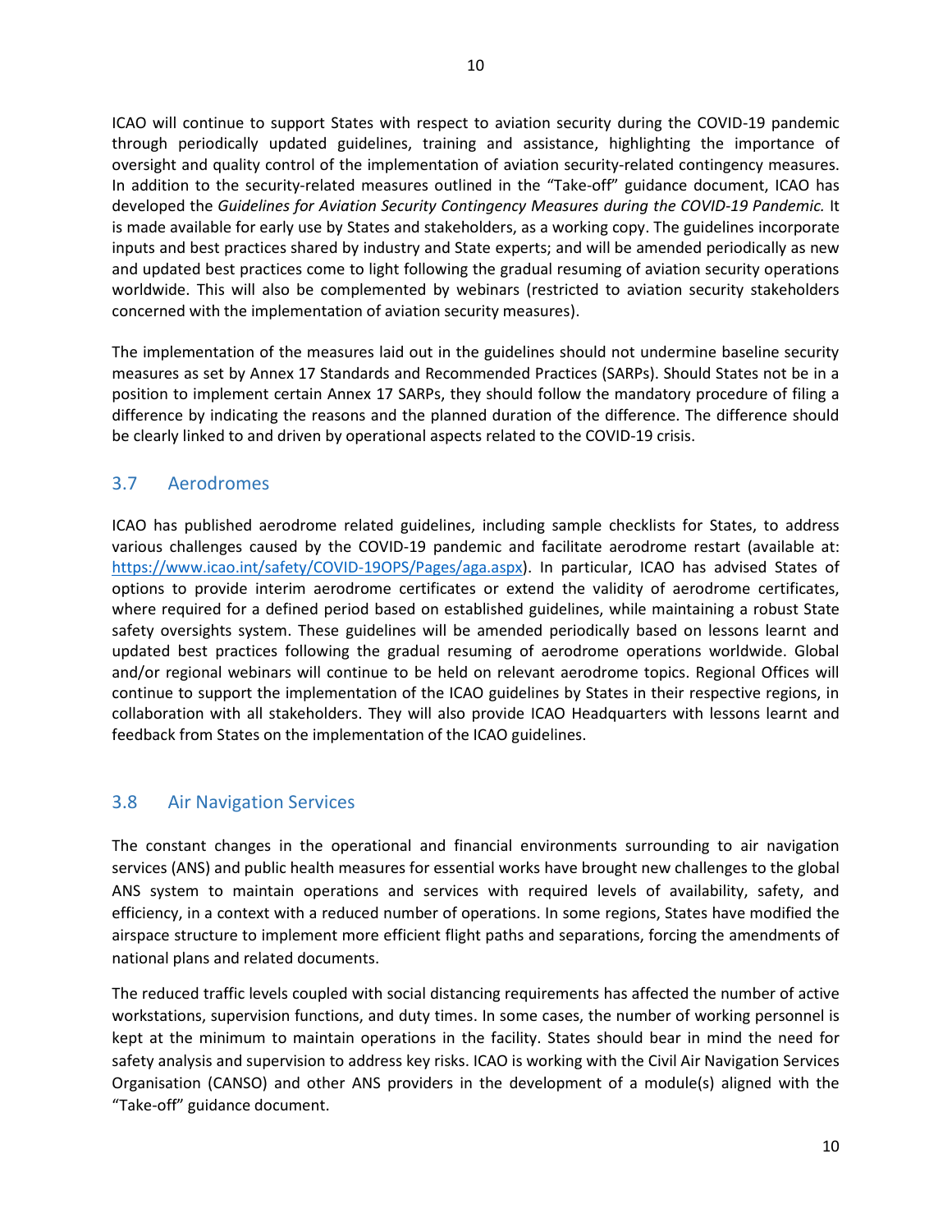ICAO will continue to support States with respect to aviation security during the COVID-19 pandemic through periodically updated guidelines, training and assistance, highlighting the importance of oversight and quality control of the implementation of aviation security-related contingency measures. In addition to the security-related measures outlined in the "Take-off" guidance document, ICAO has developed the *Guidelines for Aviation Security Contingency Measures during the COVID-19 Pandemic.* It is made available for early use by States and stakeholders, as a working copy. The guidelines incorporate inputs and best practices shared by industry and State experts; and will be amended periodically as new and updated best practices come to light following the gradual resuming of aviation security operations worldwide. This will also be complemented by webinars (restricted to aviation security stakeholders concerned with the implementation of aviation security measures).

The implementation of the measures laid out in the guidelines should not undermine baseline security measures as set by Annex 17 Standards and Recommended Practices (SARPs). Should States not be in a position to implement certain Annex 17 SARPs, they should follow the mandatory procedure of filing a difference by indicating the reasons and the planned duration of the difference. The difference should be clearly linked to and driven by operational aspects related to the COVID-19 crisis.

## 3.7 Aerodromes

ICAO has published aerodrome related guidelines, including sample checklists for States, to address various challenges caused by the COVID-19 pandemic and facilitate aerodrome restart (available at: [https://www.icao.int/safety/COVID-19OPS/Pages/aga.aspx](https://www.icao.int/safety/COVID-19OPS/Pages/aga.aspx)). In particular, ICAO has advised States of options to provide interim aerodrome certificates or extend the validity of aerodrome certificates, where required for a defined period based on established guidelines, while maintaining a robust State safety oversights system. These guidelines will be amended periodically based on lessons learnt and updated best practices following the gradual resuming of aerodrome operations worldwide. Global and/or regional webinars will continue to be held on relevant aerodrome topics. Regional Offices will continue to support the implementation of the ICAO guidelines by States in their respective regions, in collaboration with all stakeholders. They will also provide ICAO Headquarters with lessons learnt and feedback from States on the implementation of the ICAO guidelines.

## 3.8 Air Navigation Services

The constant changes in the operational and financial environments surrounding to air navigation services (ANS) and public health measures for essential works have brought new challenges to the global ANS system to maintain operations and services with required levels of availability, safety, and efficiency, in a context with a reduced number of operations. In some regions, States have modified the airspace structure to implement more efficient flight paths and separations, forcing the amendments of national plans and related documents.

The reduced traffic levels coupled with social distancing requirements has affected the number of active workstations, supervision functions, and duty times. In some cases, the number of working personnel is kept at the minimum to maintain operations in the facility. States should bear in mind the need for safety analysis and supervision to address key risks. ICAO is working with the Civil Air Navigation Services Organisation (CANSO) and other ANS providers in the development of a module(s) aligned with the "Take-off" guidance document.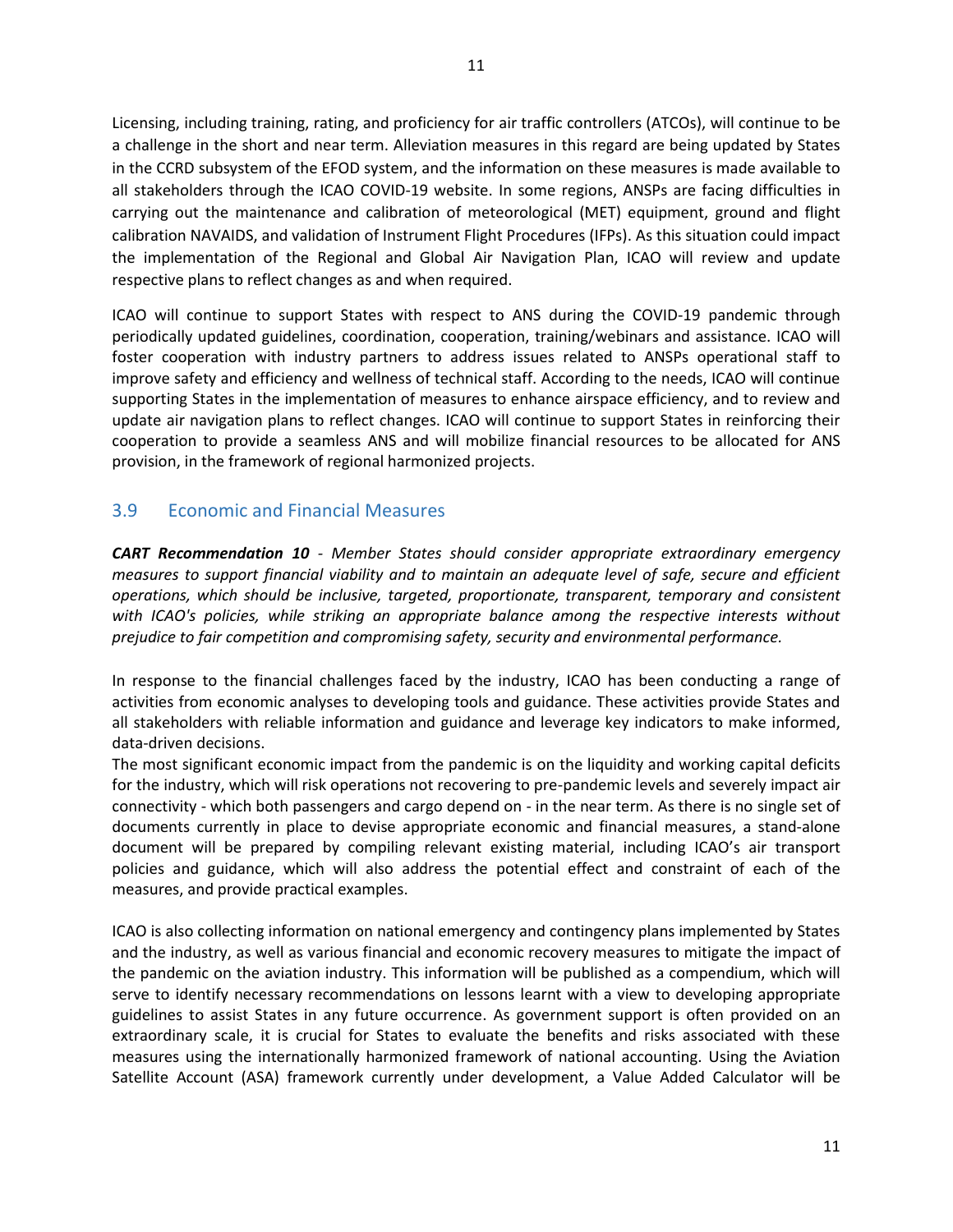Licensing, including training, rating, and proficiency for air traffic controllers (ATCOs), will continue to be a challenge in the short and near term. Alleviation measures in this regard are being updated by States in the CCRD subsystem of the EFOD system, and the information on these measures is made available to all stakeholders through the ICAO COVID-19 website. In some regions, ANSPs are facing difficulties in carrying out the maintenance and calibration of meteorological (MET) equipment, ground and flight calibration NAVAIDS, and validation of Instrument Flight Procedures (IFPs). As this situation could impact the implementation of the Regional and Global Air Navigation Plan, ICAO will review and update respective plans to reflect changes as and when required.

ICAO will continue to support States with respect to ANS during the COVID-19 pandemic through periodically updated guidelines, coordination, cooperation, training/webinars and assistance. ICAO will foster cooperation with industry partners to address issues related to ANSPs operational staff to improve safety and efficiency and wellness of technical staff. According to the needs, ICAO will continue supporting States in the implementation of measures to enhance airspace efficiency, and to review and update air navigation plans to reflect changes. ICAO will continue to support States in reinforcing their cooperation to provide a seamless ANS and will mobilize financial resources to be allocated for ANS provision, in the framework of regional harmonized projects.

## 3.9 Economic and Financial Measures

***CART Recommendation 10*** *- Member States should consider appropriate extraordinary emergency measures to support financial viability and to maintain an adequate level of safe, secure and efficient operations, which should be inclusive, targeted, proportionate, transparent, temporary and consistent with ICAO's policies, while striking an appropriate balance among the respective interests without prejudice to fair competition and compromising safety, security and environmental performance.*

In response to the financial challenges faced by the industry, ICAO has been conducting a range of activities from economic analyses to developing tools and guidance. These activities provide States and all stakeholders with reliable information and guidance and leverage key indicators to make informed, data-driven decisions.

The most significant economic impact from the pandemic is on the liquidity and working capital deficits for the industry, which will risk operations not recovering to pre-pandemic levels and severely impact air connectivity - which both passengers and cargo depend on - in the near term. As there is no single set of documents currently in place to devise appropriate economic and financial measures, a stand-alone document will be prepared by compiling relevant existing material, including ICAO's air transport policies and guidance, which will also address the potential effect and constraint of each of the measures, and provide practical examples.

ICAO is also collecting information on national emergency and contingency plans implemented by States and the industry, as well as various financial and economic recovery measures to mitigate the impact of the pandemic on the aviation industry. This information will be published as a compendium, which will serve to identify necessary recommendations on lessons learnt with a view to developing appropriate guidelines to assist States in any future occurrence. As government support is often provided on an extraordinary scale, it is crucial for States to evaluate the benefits and risks associated with these measures using the internationally harmonized framework of national accounting. Using the Aviation Satellite Account (ASA) framework currently under development, a Value Added Calculator will be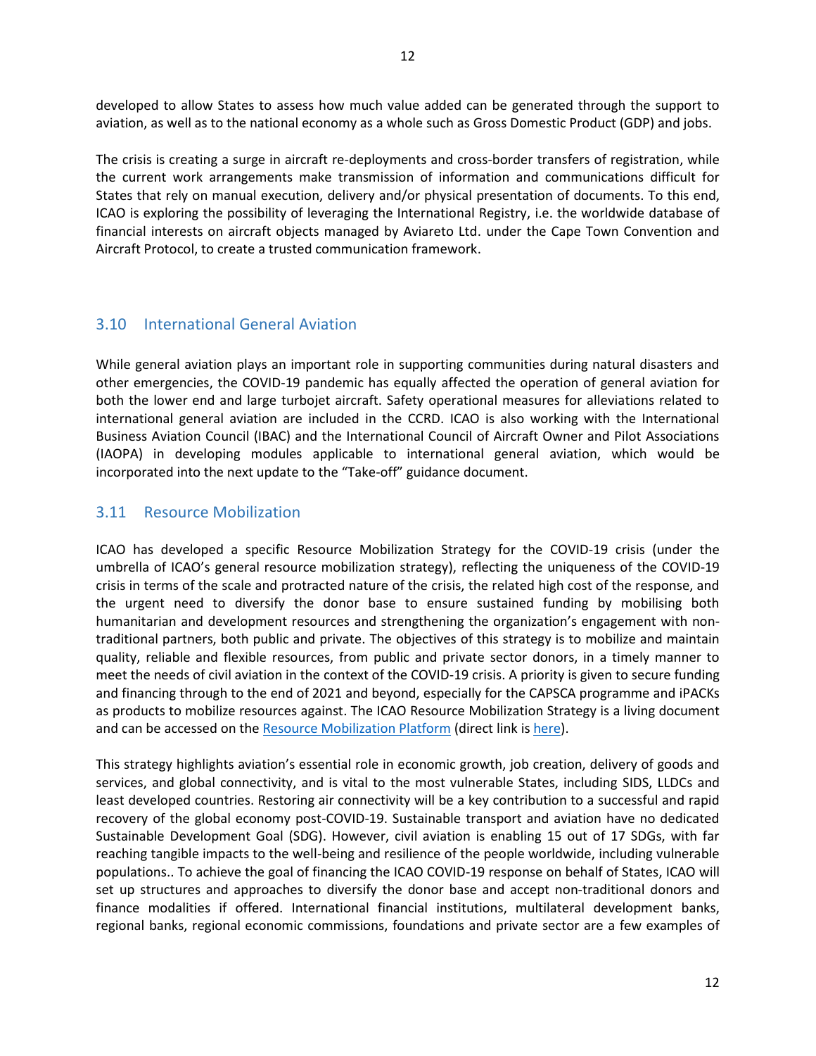developed to allow States to assess how much value added can be generated through the support to aviation, as well as to the national economy as a whole such as Gross Domestic Product (GDP) and jobs.

The crisis is creating a surge in aircraft re-deployments and cross-border transfers of registration, while the current work arrangements make transmission of information and communications difficult for States that rely on manual execution, delivery and/or physical presentation of documents. To this end, ICAO is exploring the possibility of leveraging the International Registry, i.e. the worldwide database of financial interests on aircraft objects managed by Aviareto Ltd. under the Cape Town Convention and Aircraft Protocol, to create a trusted communication framework.

## 3.10 International General Aviation

While general aviation plays an important role in supporting communities during natural disasters and other emergencies, the COVID-19 pandemic has equally affected the operation of general aviation for both the lower end and large turbojet aircraft. Safety operational measures for alleviations related to international general aviation are included in the CCRD. ICAO is also working with the International Business Aviation Council (IBAC) and the International Council of Aircraft Owner and Pilot Associations (IAOPA) in developing modules applicable to international general aviation, which would be incorporated into the next update to the "Take-off" guidance document.

## 3.11 Resource Mobilization

ICAO has developed a specific Resource Mobilization Strategy for the COVID-19 crisis (under the umbrella of ICAO's general resource mobilization strategy), reflecting the uniqueness of the COVID-19 crisis in terms of the scale and protracted nature of the crisis, the related high cost of the response, and the urgent need to diversify the donor base to ensure sustained funding by mobilising both humanitarian and development resources and strengthening the organization's engagement with non-traditional partners, both public and private. The objectives of this strategy is to mobilize and maintain quality, reliable and flexible resources, from public and private sector donors, in a timely manner to meet the needs of civil aviation in the context of the COVID-19 crisis. A priority is given to secure funding and financing through to the end of 2021 and beyond, especially for the CAPSCA programme and iPACKs as products to mobilize resources against. The ICAO Resource Mobilization Strategy is a living document and can be accessed on the Resource Mobilization Platform (direct link is here).

This strategy highlights aviation's essential role in economic growth, job creation, delivery of goods and services, and global connectivity, and is vital to the most vulnerable States, including SIDS, LLDCs and least developed countries. Restoring air connectivity will be a key contribution to a successful and rapid recovery of the global economy post-COVID-19. Sustainable transport and aviation have no dedicated Sustainable Development Goal (SDG). However, civil aviation is enabling 15 out of 17 SDGs, with far reaching tangible impacts to the well-being and resilience of the people worldwide, including vulnerable populations.. To achieve the goal of financing the ICAO COVID-19 response on behalf of States, ICAO will set up structures and approaches to diversify the donor base and accept non-traditional donors and finance modalities if offered. International financial institutions, multilateral development banks, regional banks, regional economic commissions, foundations and private sector are a few examples of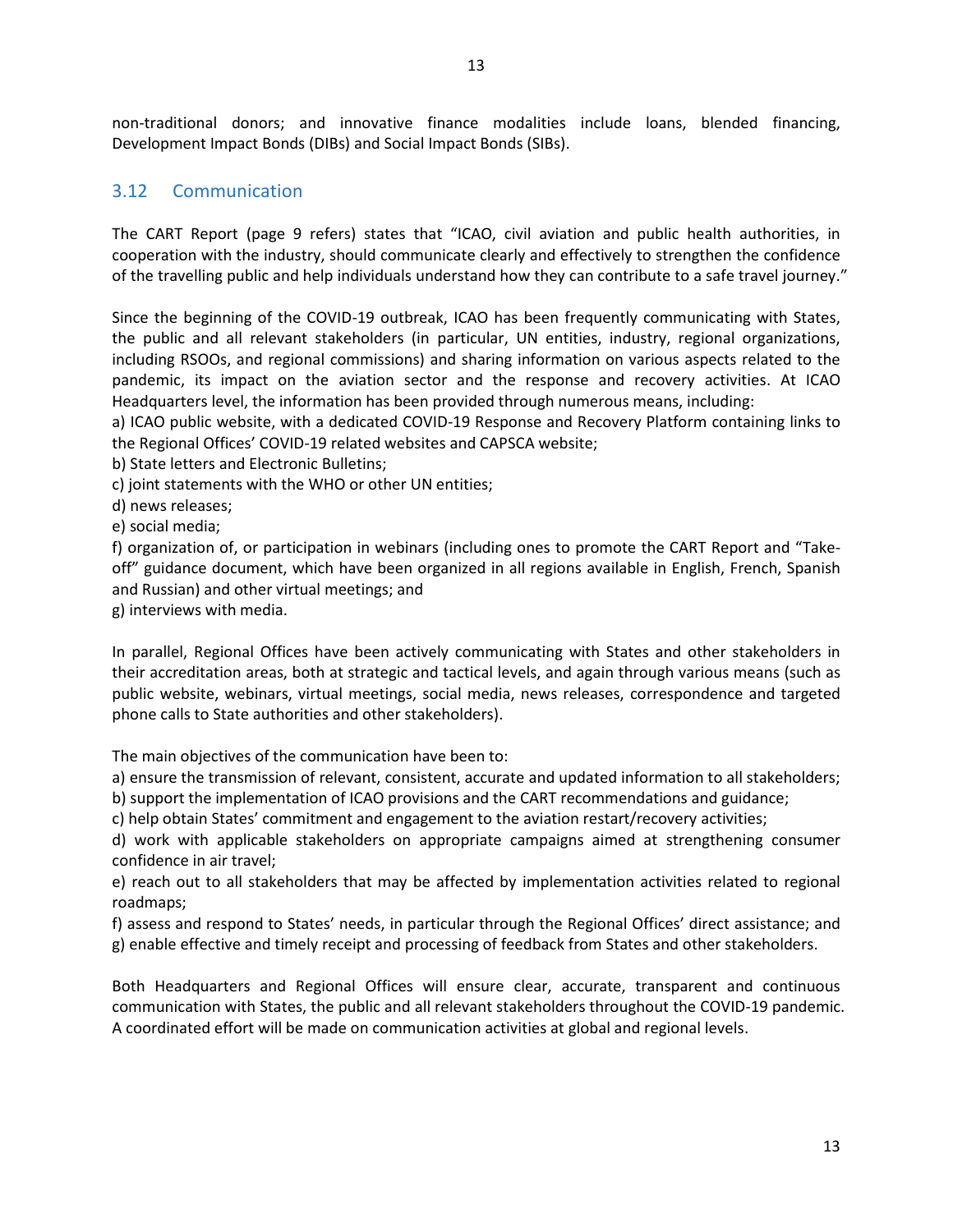non-traditional donors; and innovative finance modalities include loans, blended financing, Development Impact Bonds (DIBs) and Social Impact Bonds (SIBs).

## 3.12 Communication

The CART Report (page 9 refers) states that "ICAO, civil aviation and public health authorities, in cooperation with the industry, should communicate clearly and effectively to strengthen the confidence of the travelling public and help individuals understand how they can contribute to a safe travel journey."

Since the beginning of the COVID-19 outbreak, ICAO has been frequently communicating with States, the public and all relevant stakeholders (in particular, UN entities, industry, regional organizations, including RSOOs, and regional commissions) and sharing information on various aspects related to the pandemic, its impact on the aviation sector and the response and recovery activities. At ICAO Headquarters level, the information has been provided through numerous means, including:

a) ICAO public website, with a dedicated COVID-19 Response and Recovery Platform containing links to the Regional Offices' COVID-19 related websites and CAPSCA website;
b) State letters and Electronic Bulletins;
c) joint statements with the WHO or other UN entities;
d) news releases;
e) social media;
f) organization of, or participation in webinars (including ones to promote the CART Report and "Take-off" guidance document, which have been organized in all regions available in English, French, Spanish and Russian) and other virtual meetings; and
g) interviews with media.

In parallel, Regional Offices have been actively communicating with States and other stakeholders in their accreditation areas, both at strategic and tactical levels, and again through various means (such as public website, webinars, virtual meetings, social media, news releases, correspondence and targeted phone calls to State authorities and other stakeholders).

The main objectives of the communication have been to:

a) ensure the transmission of relevant, consistent, accurate and updated information to all stakeholders;
b) support the implementation of ICAO provisions and the CART recommendations and guidance;
c) help obtain States' commitment and engagement to the aviation restart/recovery activities;
d) work with applicable stakeholders on appropriate campaigns aimed at strengthening consumer confidence in air travel;
e) reach out to all stakeholders that may be affected by implementation activities related to regional roadmaps;
f) assess and respond to States' needs, in particular through the Regional Offices' direct assistance; and
g) enable effective and timely receipt and processing of feedback from States and other stakeholders.

Both Headquarters and Regional Offices will ensure clear, accurate, transparent and continuous communication with States, the public and all relevant stakeholders throughout the COVID-19 pandemic. A coordinated effort will be made on communication activities at global and regional levels.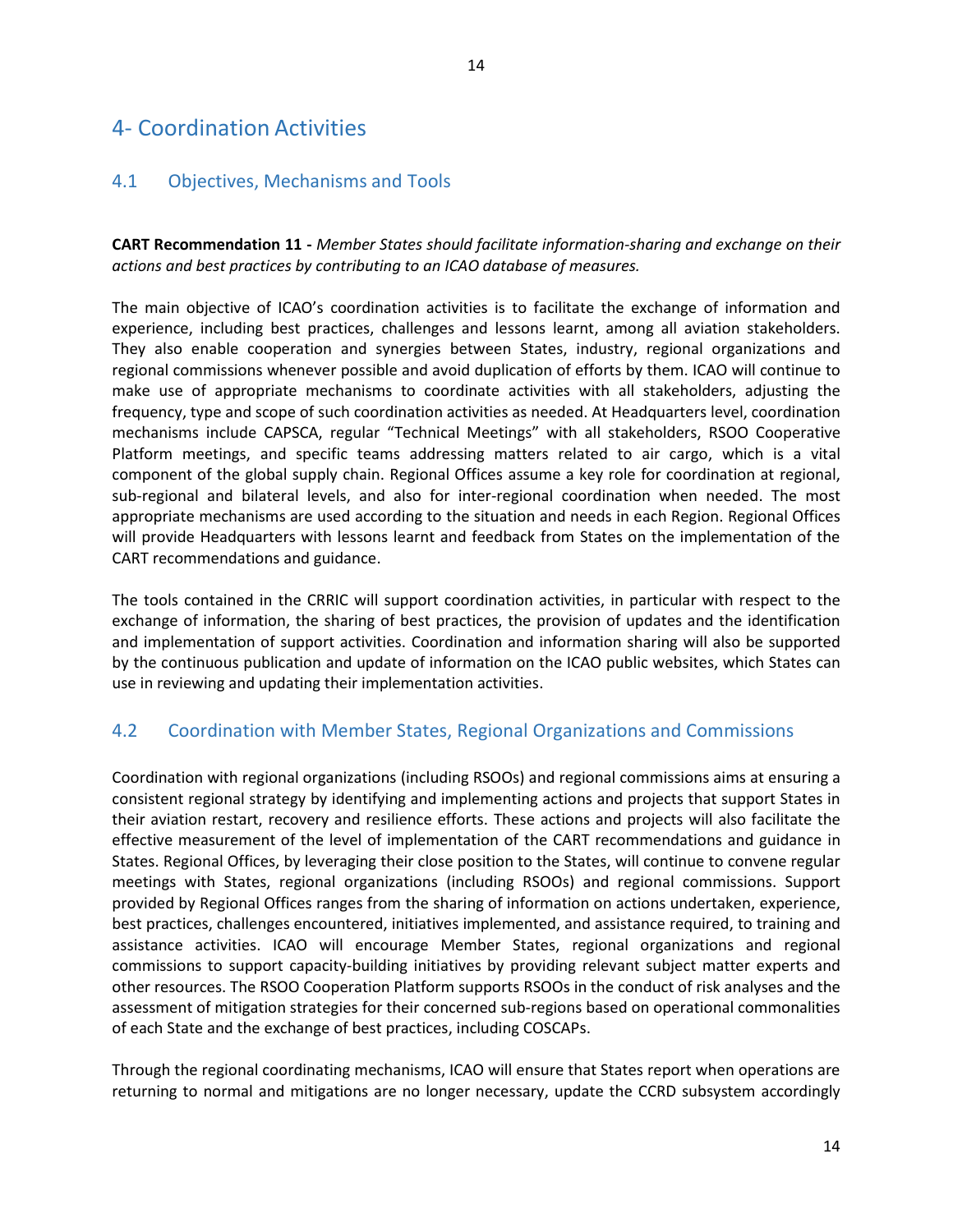# 4- Coordination Activities

## 4.1 Objectives, Mechanisms and Tools

**CART Recommendation 11 -** *Member States should facilitate information-sharing and exchange on their actions and best practices by contributing to an ICAO database of measures.*

The main objective of ICAO's coordination activities is to facilitate the exchange of information and experience, including best practices, challenges and lessons learnt, among all aviation stakeholders. They also enable cooperation and synergies between States, industry, regional organizations and regional commissions whenever possible and avoid duplication of efforts by them. ICAO will continue to make use of appropriate mechanisms to coordinate activities with all stakeholders, adjusting the frequency, type and scope of such coordination activities as needed. At Headquarters level, coordination mechanisms include CAPSCA, regular "Technical Meetings" with all stakeholders, RSOO Cooperative Platform meetings, and specific teams addressing matters related to air cargo, which is a vital component of the global supply chain. Regional Offices assume a key role for coordination at regional, sub-regional and bilateral levels, and also for inter-regional coordination when needed. The most appropriate mechanisms are used according to the situation and needs in each Region. Regional Offices will provide Headquarters with lessons learnt and feedback from States on the implementation of the CART recommendations and guidance.

The tools contained in the CRRIC will support coordination activities, in particular with respect to the exchange of information, the sharing of best practices, the provision of updates and the identification and implementation of support activities. Coordination and information sharing will also be supported by the continuous publication and update of information on the ICAO public websites, which States can use in reviewing and updating their implementation activities.

## 4.2 Coordination with Member States, Regional Organizations and Commissions

Coordination with regional organizations (including RSOOs) and regional commissions aims at ensuring a consistent regional strategy by identifying and implementing actions and projects that support States in their aviation restart, recovery and resilience efforts. These actions and projects will also facilitate the effective measurement of the level of implementation of the CART recommendations and guidance in States. Regional Offices, by leveraging their close position to the States, will continue to convene regular meetings with States, regional organizations (including RSOOs) and regional commissions. Support provided by Regional Offices ranges from the sharing of information on actions undertaken, experience, best practices, challenges encountered, initiatives implemented, and assistance required, to training and assistance activities. ICAO will encourage Member States, regional organizations and regional commissions to support capacity-building initiatives by providing relevant subject matter experts and other resources. The RSOO Cooperation Platform supports RSOOs in the conduct of risk analyses and the assessment of mitigation strategies for their concerned sub-regions based on operational commonalities of each State and the exchange of best practices, including COSCAPs.

Through the regional coordinating mechanisms, ICAO will ensure that States report when operations are returning to normal and mitigations are no longer necessary, update the CCRD subsystem accordingly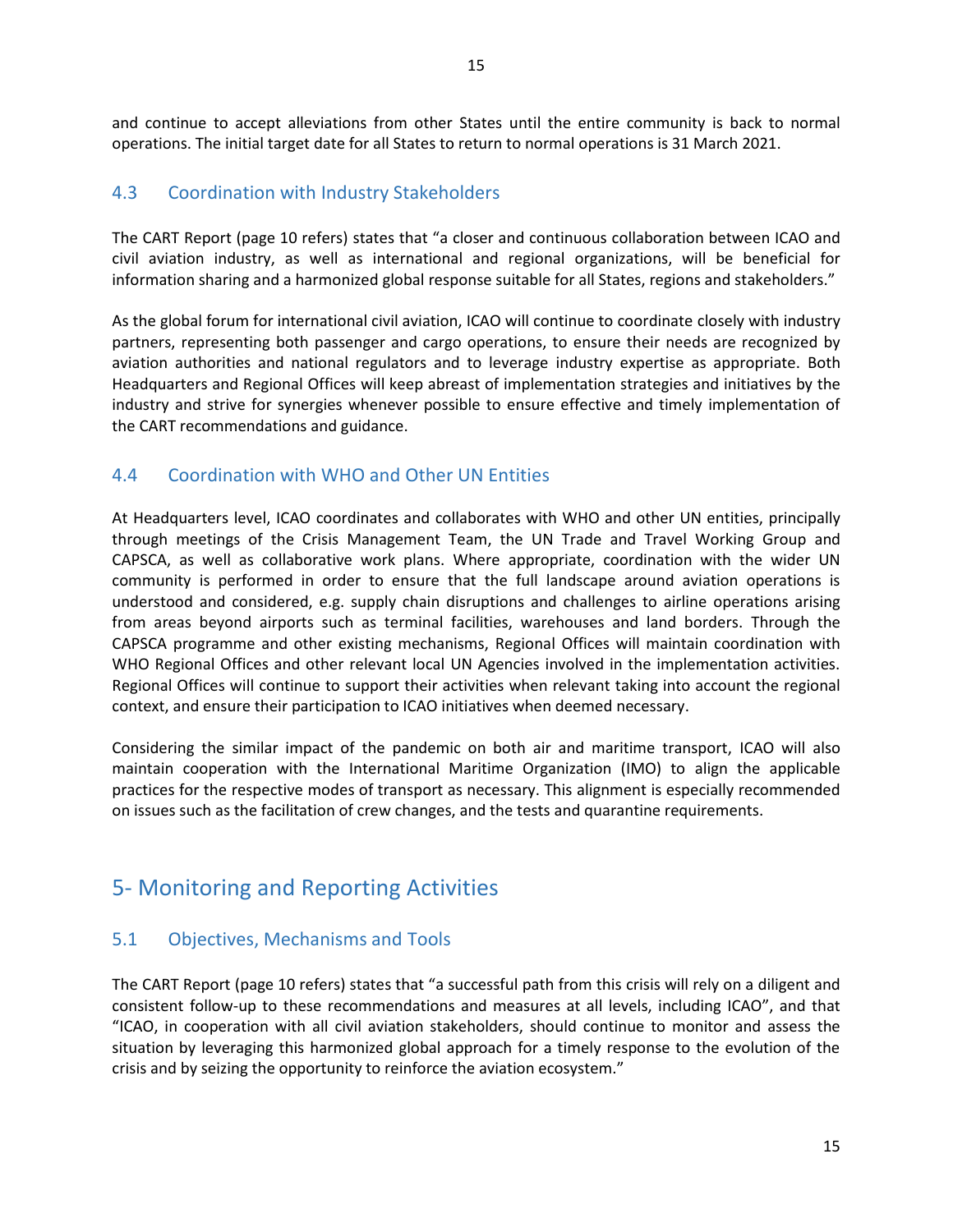and continue to accept alleviations from other States until the entire community is back to normal operations. The initial target date for all States to return to normal operations is 31 March 2021.

### 4.3 Coordination with Industry Stakeholders

The CART Report (page 10 refers) states that "a closer and continuous collaboration between ICAO and civil aviation industry, as well as international and regional organizations, will be beneficial for information sharing and a harmonized global response suitable for all States, regions and stakeholders."

As the global forum for international civil aviation, ICAO will continue to coordinate closely with industry partners, representing both passenger and cargo operations, to ensure their needs are recognized by aviation authorities and national regulators and to leverage industry expertise as appropriate. Both Headquarters and Regional Offices will keep abreast of implementation strategies and initiatives by the industry and strive for synergies whenever possible to ensure effective and timely implementation of the CART recommendations and guidance.

### 4.4 Coordination with WHO and Other UN Entities

At Headquarters level, ICAO coordinates and collaborates with WHO and other UN entities, principally through meetings of the Crisis Management Team, the UN Trade and Travel Working Group and CAPSCA, as well as collaborative work plans. Where appropriate, coordination with the wider UN community is performed in order to ensure that the full landscape around aviation operations is understood and considered, e.g. supply chain disruptions and challenges to airline operations arising from areas beyond airports such as terminal facilities, warehouses and land borders. Through the CAPSCA programme and other existing mechanisms, Regional Offices will maintain coordination with WHO Regional Offices and other relevant local UN Agencies involved in the implementation activities. Regional Offices will continue to support their activities when relevant taking into account the regional context, and ensure their participation to ICAO initiatives when deemed necessary.

Considering the similar impact of the pandemic on both air and maritime transport, ICAO will also maintain cooperation with the International Maritime Organization (IMO) to align the applicable practices for the respective modes of transport as necessary. This alignment is especially recommended on issues such as the facilitation of crew changes, and the tests and quarantine requirements.

## 5- Monitoring and Reporting Activities

### 5.1 Objectives, Mechanisms and Tools

The CART Report (page 10 refers) states that "a successful path from this crisis will rely on a diligent and consistent follow-up to these recommendations and measures at all levels, including ICAO", and that "ICAO, in cooperation with all civil aviation stakeholders, should continue to monitor and assess the situation by leveraging this harmonized global approach for a timely response to the evolution of the crisis and by seizing the opportunity to reinforce the aviation ecosystem."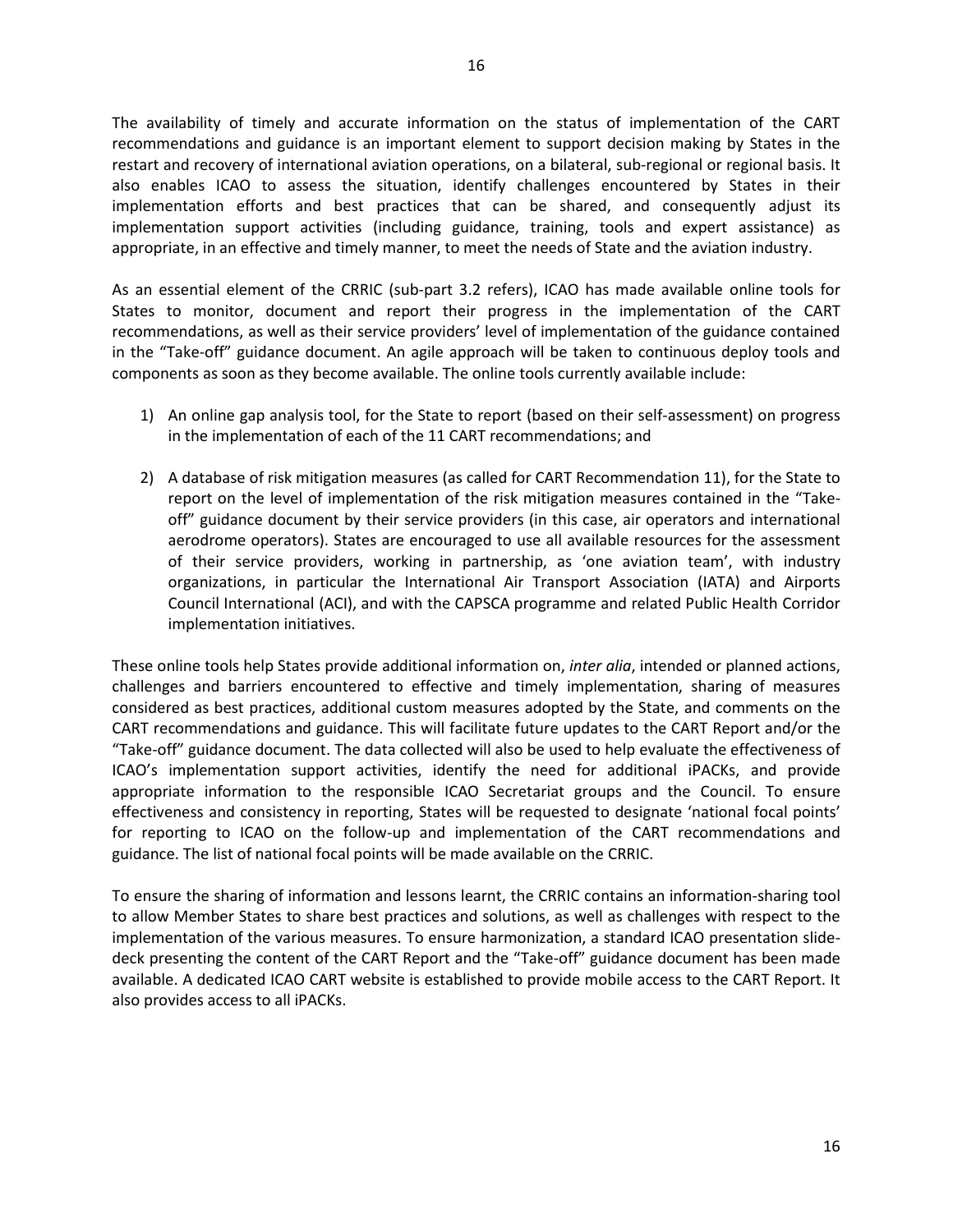The availability of timely and accurate information on the status of implementation of the CART recommendations and guidance is an important element to support decision making by States in the restart and recovery of international aviation operations, on a bilateral, sub-regional or regional basis. It also enables ICAO to assess the situation, identify challenges encountered by States in their implementation efforts and best practices that can be shared, and consequently adjust its implementation support activities (including guidance, training, tools and expert assistance) as appropriate, in an effective and timely manner, to meet the needs of State and the aviation industry.

As an essential element of the CRRIC (sub-part 3.2 refers), ICAO has made available online tools for States to monitor, document and report their progress in the implementation of the CART recommendations, as well as their service providers' level of implementation of the guidance contained in the "Take-off" guidance document. An agile approach will be taken to continuous deploy tools and components as soon as they become available. The online tools currently available include:

1) An online gap analysis tool, for the State to report (based on their self-assessment) on progress in the implementation of each of the 11 CART recommendations; and

2) A database of risk mitigation measures (as called for CART Recommendation 11), for the State to report on the level of implementation of the risk mitigation measures contained in the "Take-off" guidance document by their service providers (in this case, air operators and international aerodrome operators). States are encouraged to use all available resources for the assessment of their service providers, working in partnership, as 'one aviation team', with industry organizations, in particular the International Air Transport Association (IATA) and Airports Council International (ACI), and with the CAPSCA programme and related Public Health Corridor implementation initiatives.

These online tools help States provide additional information on, *inter alia*, intended or planned actions, challenges and barriers encountered to effective and timely implementation, sharing of measures considered as best practices, additional custom measures adopted by the State, and comments on the CART recommendations and guidance. This will facilitate future updates to the CART Report and/or the "Take-off" guidance document. The data collected will also be used to help evaluate the effectiveness of ICAO's implementation support activities, identify the need for additional iPACKs, and provide appropriate information to the responsible ICAO Secretariat groups and the Council. To ensure effectiveness and consistency in reporting, States will be requested to designate 'national focal points' for reporting to ICAO on the follow-up and implementation of the CART recommendations and guidance. The list of national focal points will be made available on the CRRIC.

To ensure the sharing of information and lessons learnt, the CRRIC contains an information-sharing tool to allow Member States to share best practices and solutions, as well as challenges with respect to the implementation of the various measures. To ensure harmonization, a standard ICAO presentation slide-deck presenting the content of the CART Report and the "Take-off" guidance document has been made available. A dedicated ICAO CART website is established to provide mobile access to the CART Report. It also provides access to all iPACKs.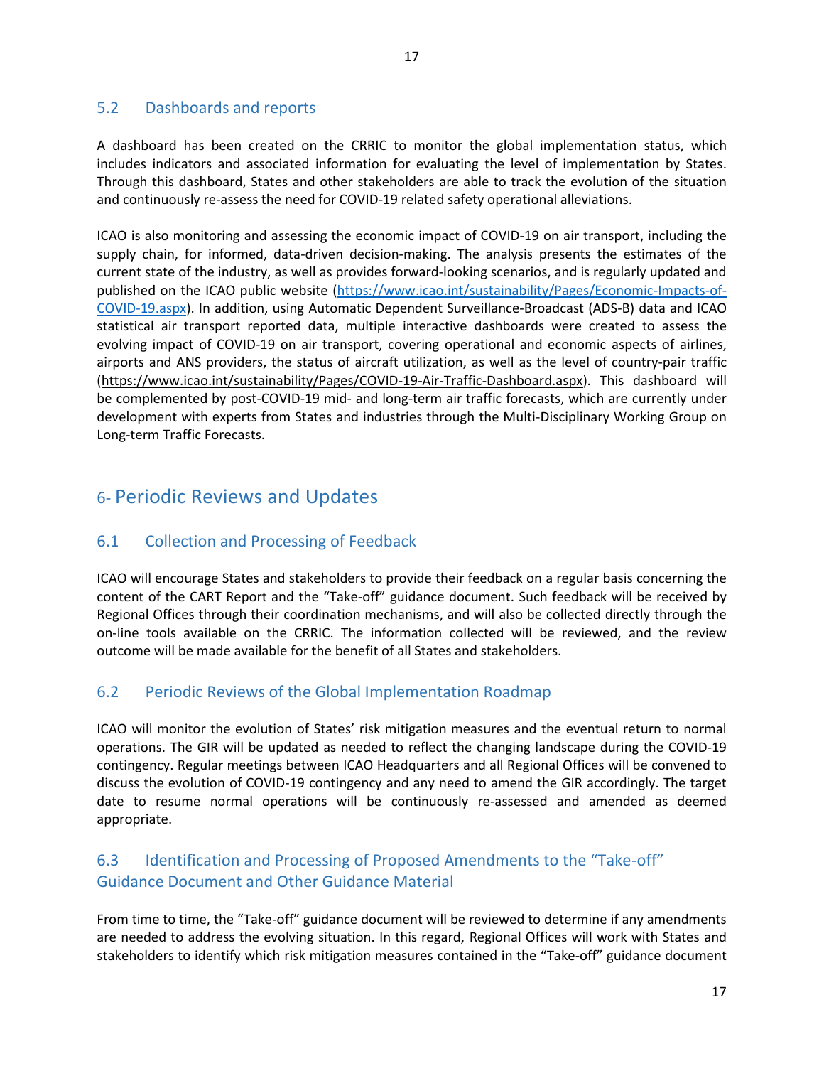### 5.2 Dashboards and reports

A dashboard has been created on the CRRIC to monitor the global implementation status, which includes indicators and associated information for evaluating the level of implementation by States. Through this dashboard, States and other stakeholders are able to track the evolution of the situation and continuously re-assess the need for COVID-19 related safety operational alleviations.

ICAO is also monitoring and assessing the economic impact of COVID-19 on air transport, including the supply chain, for informed, data-driven decision-making. The analysis presents the estimates of the current state of the industry, as well as provides forward-looking scenarios, and is regularly updated and published on the ICAO public website ([https://www.icao.int/sustainability/Pages/Economic-Impacts-of-COVID-19.aspx](https://www.icao.int/sustainability/Pages/Economic-Impacts-of-COVID-19.aspx)). In addition, using Automatic Dependent Surveillance-Broadcast (ADS-B) data and ICAO statistical air transport reported data, multiple interactive dashboards were created to assess the evolving impact of COVID-19 on air transport, covering operational and economic aspects of airlines, airports and ANS providers, the status of aircraft utilization, as well as the level of country-pair traffic ([https://www.icao.int/sustainability/Pages/COVID-19-Air-Traffic-Dashboard.aspx](https://www.icao.int/sustainability/Pages/COVID-19-Air-Traffic-Dashboard.aspx)). This dashboard will be complemented by post-COVID-19 mid- and long-term air traffic forecasts, which are currently under development with experts from States and industries through the Multi-Disciplinary Working Group on Long-term Traffic Forecasts.

## 6- Periodic Reviews and Updates

### 6.1 Collection and Processing of Feedback

ICAO will encourage States and stakeholders to provide their feedback on a regular basis concerning the content of the CART Report and the "Take-off" guidance document. Such feedback will be received by Regional Offices through their coordination mechanisms, and will also be collected directly through the on-line tools available on the CRRIC. The information collected will be reviewed, and the review outcome will be made available for the benefit of all States and stakeholders.

### 6.2 Periodic Reviews of the Global Implementation Roadmap

ICAO will monitor the evolution of States' risk mitigation measures and the eventual return to normal operations. The GIR will be updated as needed to reflect the changing landscape during the COVID-19 contingency. Regular meetings between ICAO Headquarters and all Regional Offices will be convened to discuss the evolution of COVID-19 contingency and any need to amend the GIR accordingly. The target date to resume normal operations will be continuously re-assessed and amended as deemed appropriate.

### 6.3 Identification and Processing of Proposed Amendments to the "Take-off" Guidance Document and Other Guidance Material

From time to time, the "Take-off" guidance document will be reviewed to determine if any amendments are needed to address the evolving situation. In this regard, Regional Offices will work with States and stakeholders to identify which risk mitigation measures contained in the "Take-off" guidance document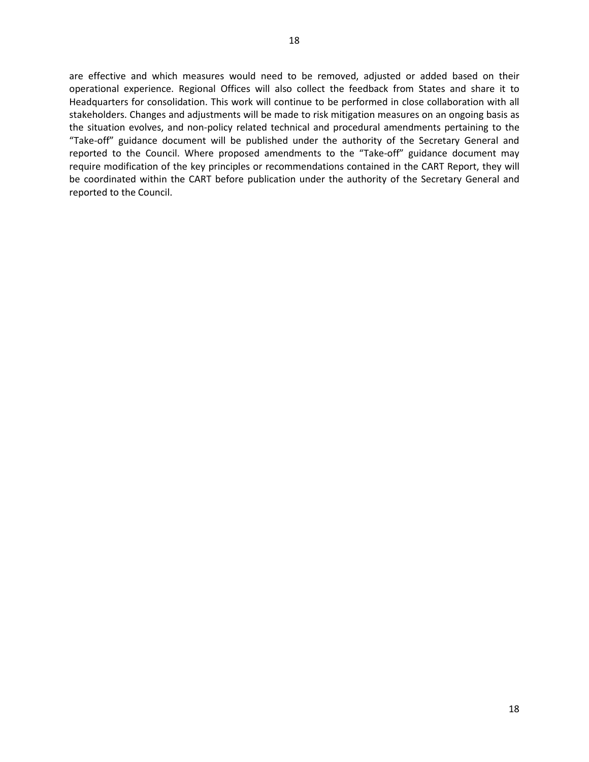are effective and which measures would need to be removed, adjusted or added based on their operational experience. Regional Offices will also collect the feedback from States and share it to Headquarters for consolidation. This work will continue to be performed in close collaboration with all stakeholders. Changes and adjustments will be made to risk mitigation measures on an ongoing basis as the situation evolves, and non-policy related technical and procedural amendments pertaining to the "Take-off" guidance document will be published under the authority of the Secretary General and reported to the Council. Where proposed amendments to the "Take-off" guidance document may require modification of the key principles or recommendations contained in the CART Report, they will be coordinated within the CART before publication under the authority of the Secretary General and reported to the Council.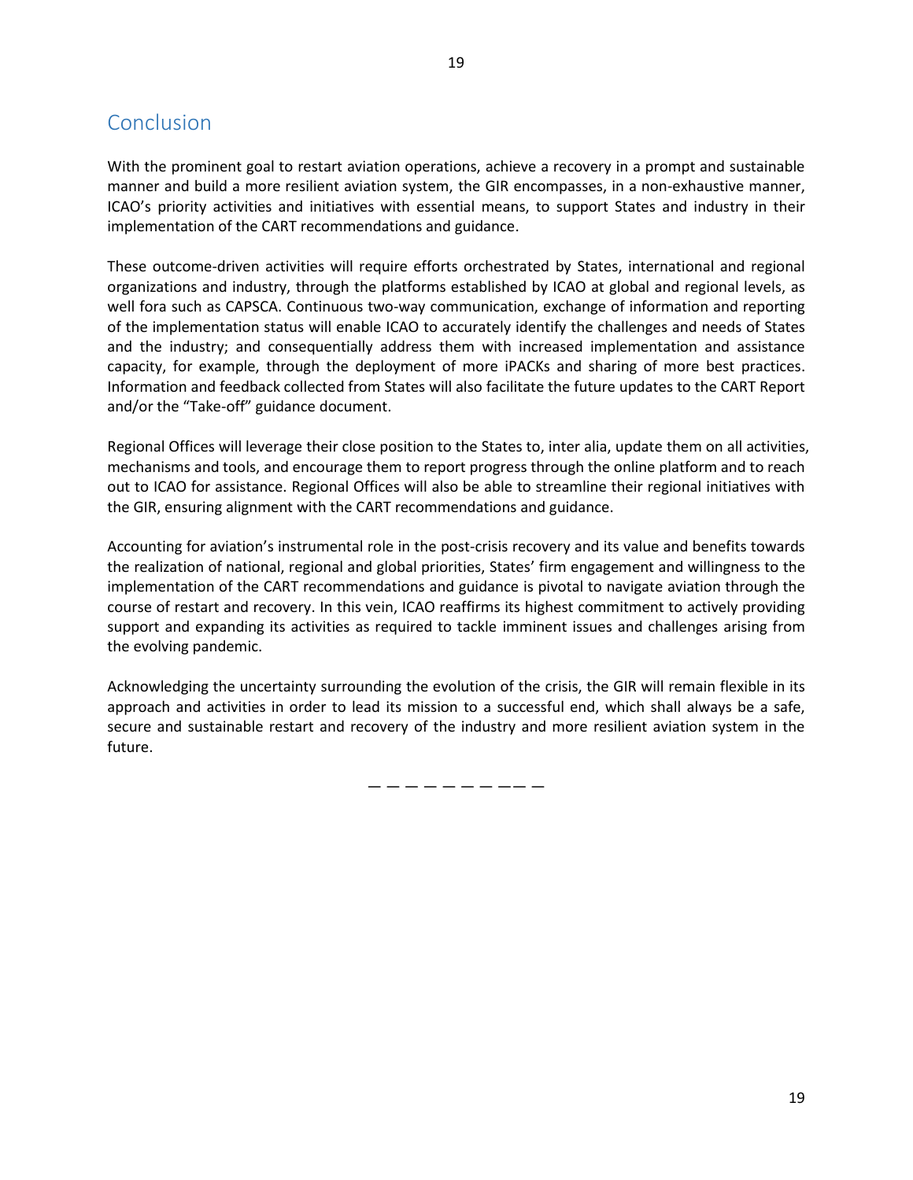## Conclusion

With the prominent goal to restart aviation operations, achieve a recovery in a prompt and sustainable manner and build a more resilient aviation system, the GIR encompasses, in a non-exhaustive manner, ICAO's priority activities and initiatives with essential means, to support States and industry in their implementation of the CART recommendations and guidance.

These outcome-driven activities will require efforts orchestrated by States, international and regional organizations and industry, through the platforms established by ICAO at global and regional levels, as well fora such as CAPSCA. Continuous two-way communication, exchange of information and reporting of the implementation status will enable ICAO to accurately identify the challenges and needs of States and the industry; and consequentially address them with increased implementation and assistance capacity, for example, through the deployment of more iPACKs and sharing of more best practices. Information and feedback collected from States will also facilitate the future updates to the CART Report and/or the "Take-off" guidance document.

Regional Offices will leverage their close position to the States to, inter alia, update them on all activities, mechanisms and tools, and encourage them to report progress through the online platform and to reach out to ICAO for assistance. Regional Offices will also be able to streamline their regional initiatives with the GIR, ensuring alignment with the CART recommendations and guidance.

Accounting for aviation's instrumental role in the post-crisis recovery and its value and benefits towards the realization of national, regional and global priorities, States' firm engagement and willingness to the implementation of the CART recommendations and guidance is pivotal to navigate aviation through the course of restart and recovery. In this vein, ICAO reaffirms its highest commitment to actively providing support and expanding its activities as required to tackle imminent issues and challenges arising from the evolving pandemic.

Acknowledging the uncertainty surrounding the evolution of the crisis, the GIR will remain flexible in its approach and activities in order to lead its mission to a successful end, which shall always be a safe, secure and sustainable restart and recovery of the industry and more resilient aviation system in the future.

— — — — — — — — — —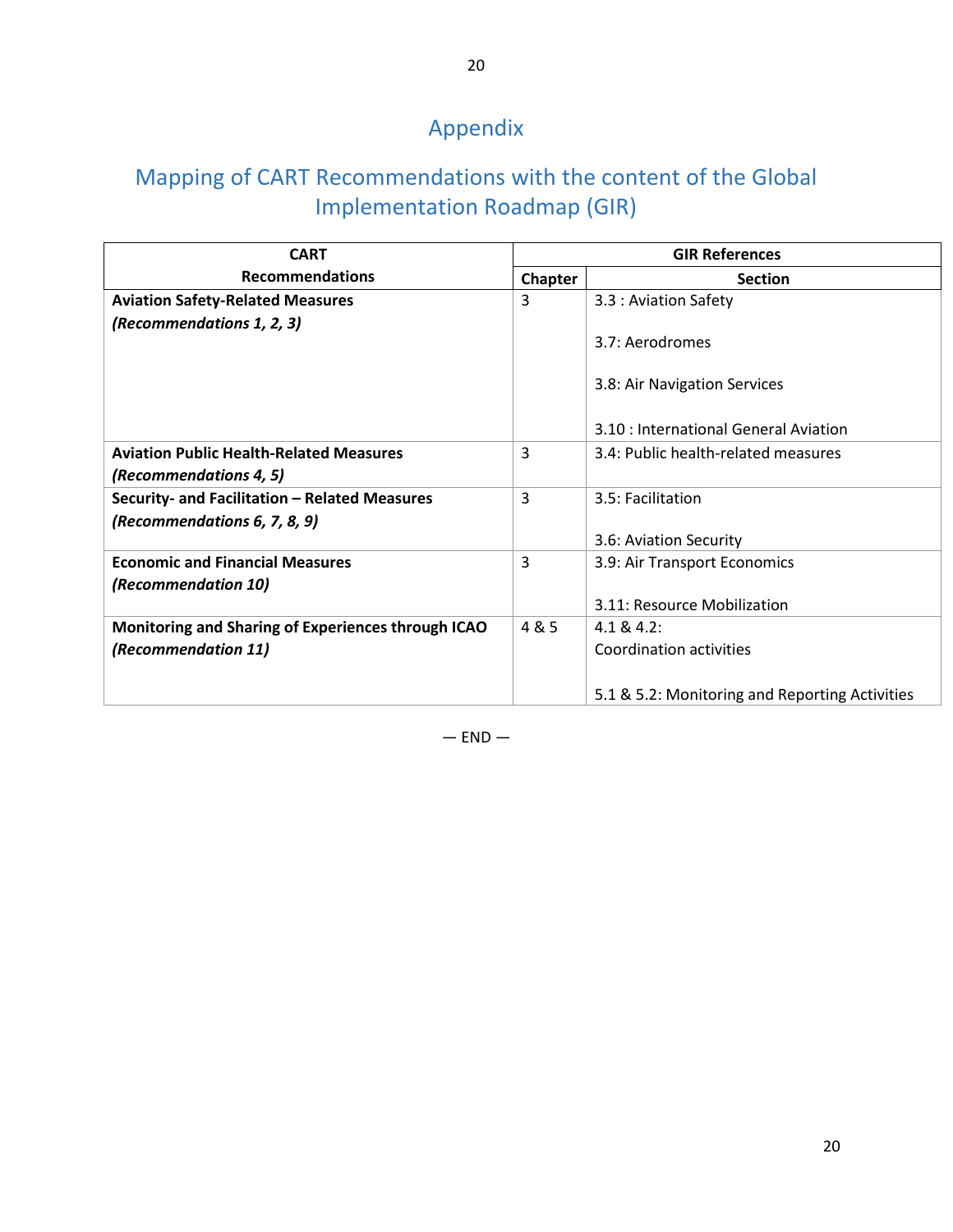# Appendix

## Mapping of CART Recommendations with the content of the Global Implementation Roadmap (GIR)

| CART Recommendations | GIR References | |
|---|---|---|
| | **Chapter** | **Section** |
| **Aviation Safety-Related Measures** ***(Recommendations 1, 2, 3)*** | 3 | 3.3 : Aviation Safety<br><br>3.7: Aerodromes<br><br>3.8: Air Navigation Services<br><br>3.10 : International General Aviation |
| **Aviation Public Health-Related Measures** ***(Recommendations 4, 5)*** | 3 | 3.4: Public health-related measures |
| **Security- and Facilitation – Related Measures** ***(Recommendations 6, 7, 8, 9)*** | 3 | 3.5: Facilitation<br><br>3.6: Aviation Security |
| **Economic and Financial Measures** ***(Recommendation 10)*** | 3 | 3.9: Air Transport Economics<br><br>3.11: Resource Mobilization |
| **Monitoring and Sharing of Experiences through ICAO** ***(Recommendation 11)*** | 4 & 5 | 4.1 & 4.2: Coordination activities<br><br>5.1 & 5.2: Monitoring and Reporting Activities |

— END —